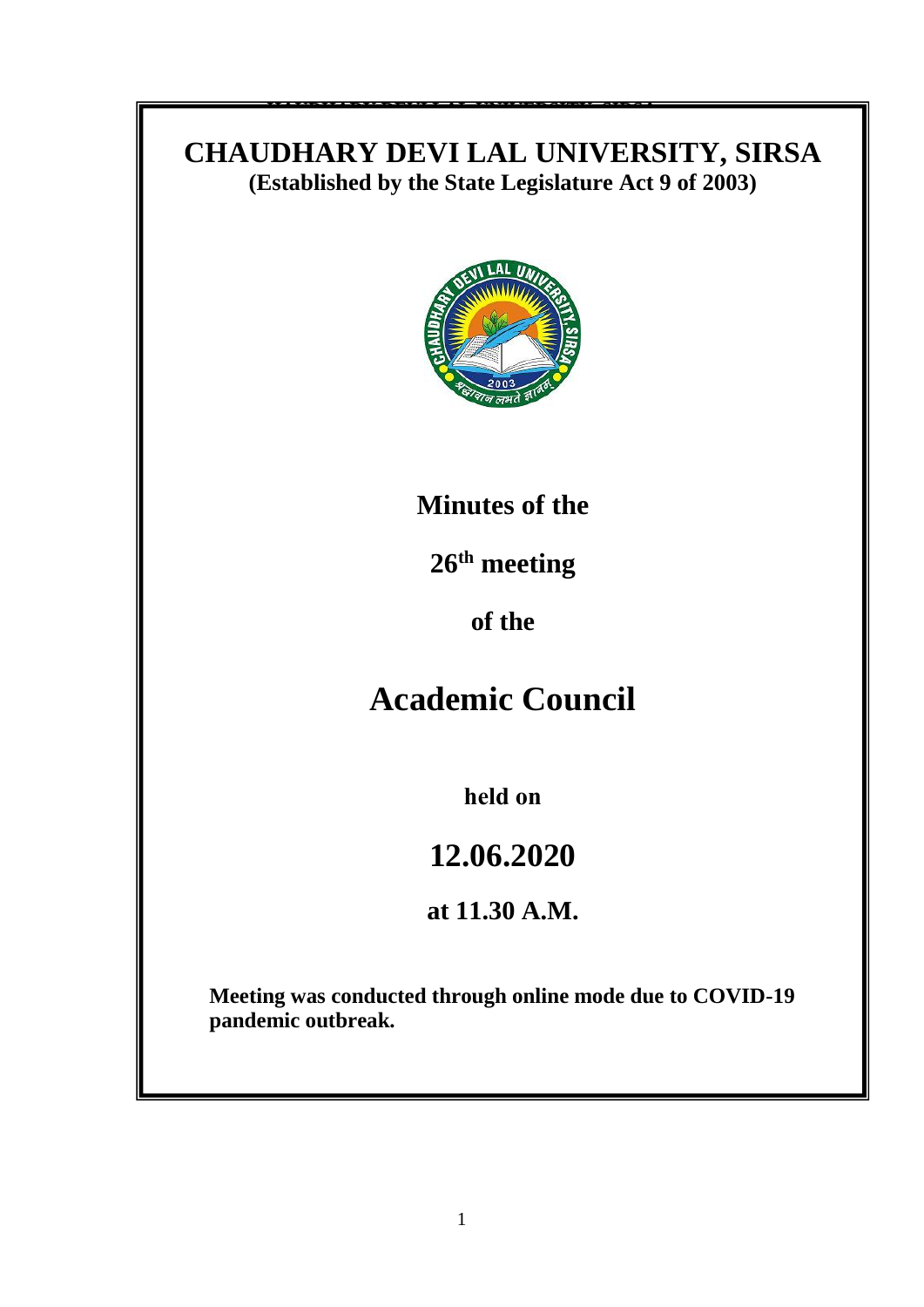# CHAUDHARY DEVI LAL UNIVERSITY, SIRSA

**(Established by the State Legislature Act 9 of 2003)**

## Minutes of the

## 26th meeting

## of the

# Academic Council

**held on**

## 12.06.2020

## at 11.30 A.M.

**Meeting was conducted through online mode due to COVID-19 pandemic outbreak.**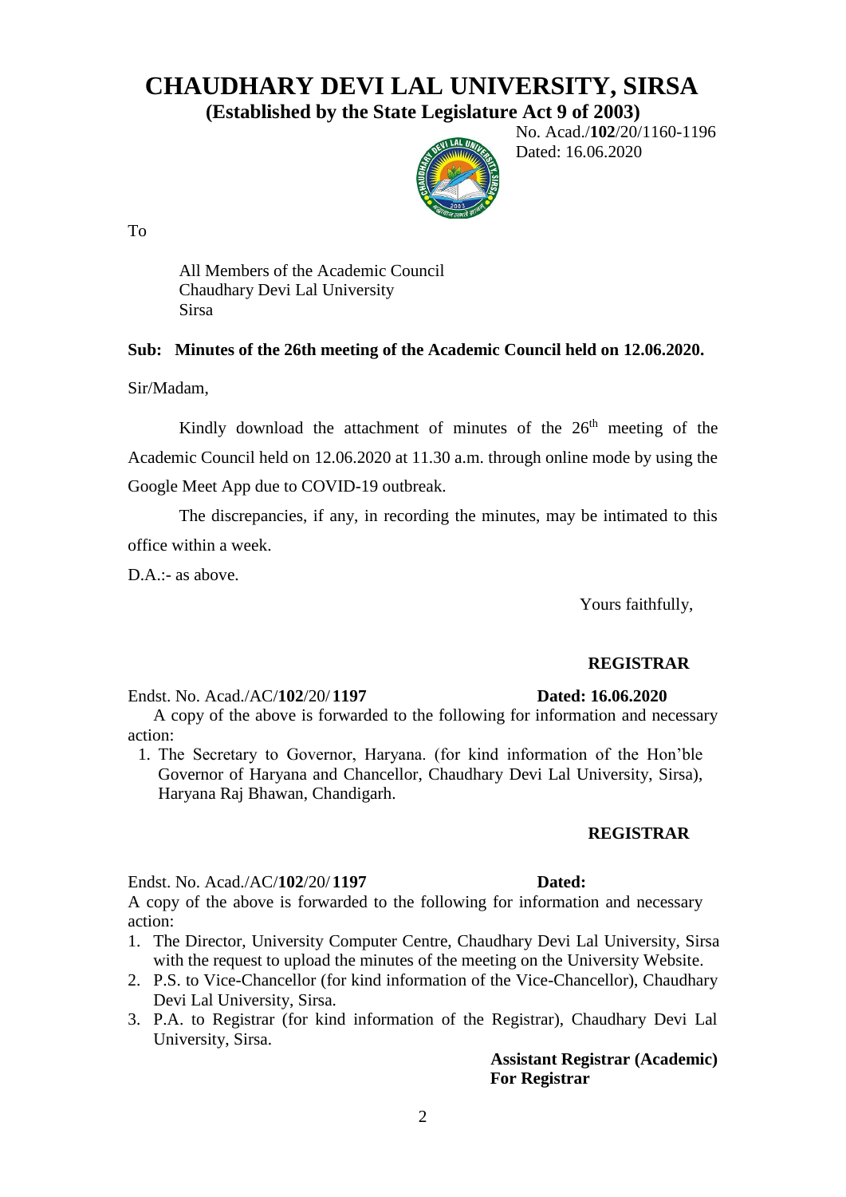# CHAUDHARY DEVI LAL UNIVERSITY, SIRSA

**(Established by the State Legislature Act 9 of 2003)**

No. Acad./**102**/20/1160-1196
Dated: 16.06.2020

To

All Members of the Academic Council
Chaudhary Devi Lal University
Sirsa

**Sub: Minutes of the 26th meeting of the Academic Council held on 12.06.2020.**

Sir/Madam,

Kindly download the attachment of minutes of the 26th meeting of the Academic Council held on 12.06.2020 at 11.30 a.m. through online mode by using the Google Meet App due to COVID-19 outbreak.

The discrepancies, if any, in recording the minutes, may be intimated to this office within a week.

D.A.:- as above.

Yours faithfully,

**REGISTRAR**

Endst. No. Acad./AC/**102**/20/ **1197** **Dated: 16.06.2020**

A copy of the above is forwarded to the following for information and necessary action:

1. The Secretary to Governor, Haryana. (for kind information of the Hon'ble Governor of Haryana and Chancellor, Chaudhary Devi Lal University, Sirsa), Haryana Raj Bhawan, Chandigarh.

**REGISTRAR**

Endst. No. Acad./AC/**102**/20/ **1197** **Dated:**

A copy of the above is forwarded to the following for information and necessary action:

1. The Director, University Computer Centre, Chaudhary Devi Lal University, Sirsa with the request to upload the minutes of the meeting on the University Website.
2. P.S. to Vice-Chancellor (for kind information of the Vice-Chancellor), Chaudhary Devi Lal University, Sirsa.
3. P.A. to Registrar (for kind information of the Registrar), Chaudhary Devi Lal University, Sirsa.

**Assistant Registrar (Academic)**
**For Registrar**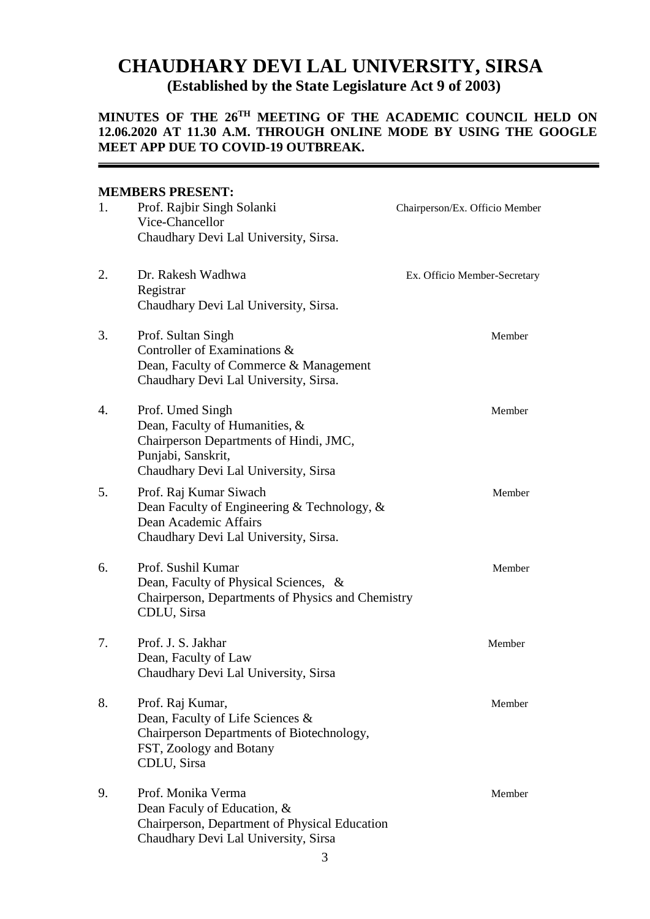# CHAUDHARY DEVI LAL UNIVERSITY, SIRSA

**(Established by the State Legislature Act 9 of 2003)**

**MINUTES OF THE 26[TH] MEETING OF THE ACADEMIC COUNCIL HELD ON 12.06.2020 AT 11.30 A.M. THROUGH ONLINE MODE BY USING THE GOOGLE MEET APP DUE TO COVID-19 OUTBREAK.**

---

**MEMBERS PRESENT:**

| | | |
|---|---|---|
| 1. | Prof. Rajbir Singh Solanki<br>Vice-Chancellor<br>Chaudhary Devi Lal University, Sirsa. | Chairperson/Ex. Officio Member |
| 2. | Dr. Rakesh Wadhwa<br>Registrar<br>Chaudhary Devi Lal University, Sirsa. | Ex. Officio Member-Secretary |
| 3. | Prof. Sultan Singh<br>Controller of Examinations &<br>Dean, Faculty of Commerce & Management<br>Chaudhary Devi Lal University, Sirsa. | Member |
| 4. | Prof. Umed Singh<br>Dean, Faculty of Humanities, &<br>Chairperson Departments of Hindi, JMC,<br>Punjabi, Sanskrit,<br>Chaudhary Devi Lal University, Sirsa | Member |
| 5. | Prof. Raj Kumar Siwach<br>Dean Faculty of Engineering & Technology, &<br>Dean Academic Affairs<br>Chaudhary Devi Lal University, Sirsa. | Member |
| 6. | Prof. Sushil Kumar<br>Dean, Faculty of Physical Sciences, &<br>Chairperson, Departments of Physics and Chemistry<br>CDLU, Sirsa | Member |
| 7. | Prof. J. S. Jakhar<br>Dean, Faculty of Law<br>Chaudhary Devi Lal University, Sirsa | Member |
| 8. | Prof. Raj Kumar,<br>Dean, Faculty of Life Sciences &<br>Chairperson Departments of Biotechnology,<br>FST, Zoology and Botany<br>CDLU, Sirsa | Member |
| 9. | Prof. Monika Verma<br>Dean Faculy of Education, &<br>Chairperson, Department of Physical Education<br>Chaudhary Devi Lal University, Sirsa | Member |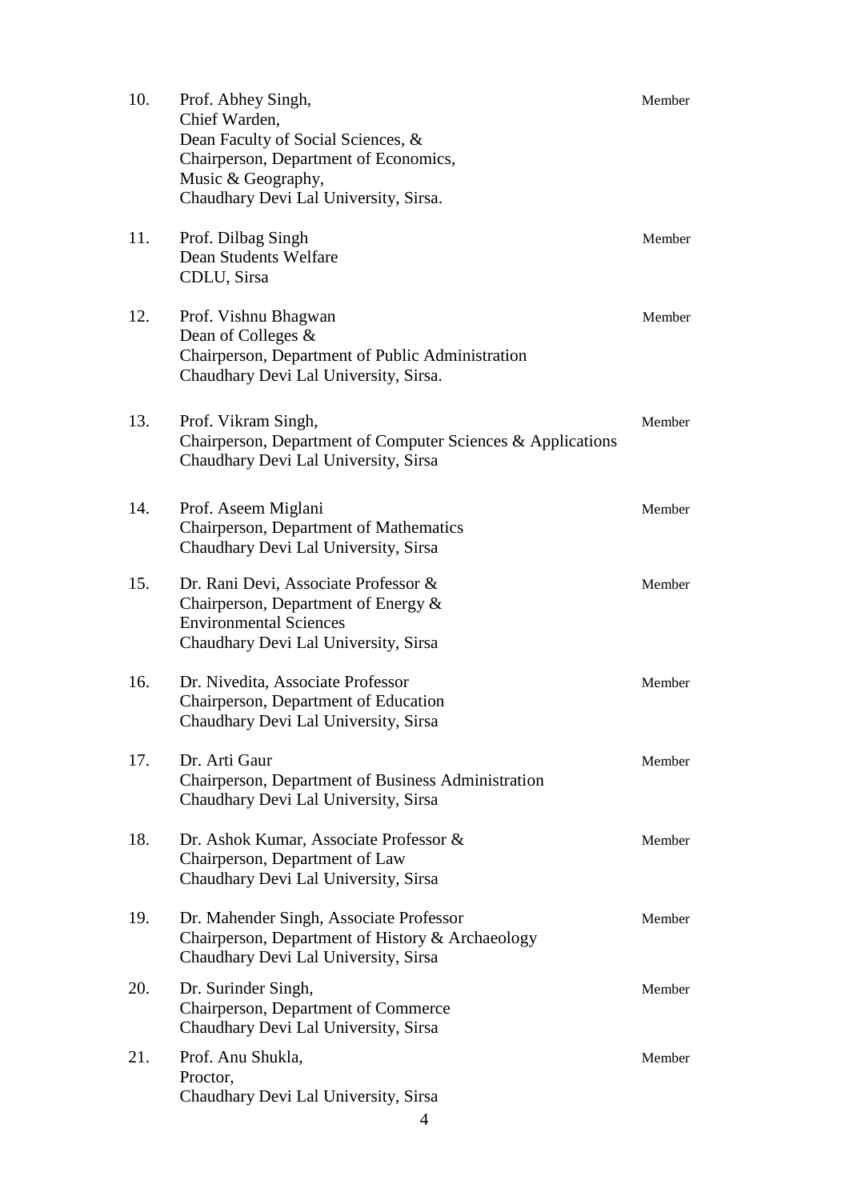| | | |
|---|---|---|
| 10. | Prof. Abhey Singh,<br>Chief Warden,<br>Dean Faculty of Social Sciences, &<br>Chairperson, Department of Economics,<br>Music & Geography,<br>Chaudhary Devi Lal University, Sirsa. | Member |
| 11. | Prof. Dilbag Singh<br>Dean Students Welfare<br>CDLU, Sirsa | Member |
| 12. | Prof. Vishnu Bhagwan<br>Dean of Colleges &<br>Chairperson, Department of Public Administration<br>Chaudhary Devi Lal University, Sirsa. | Member |
| 13. | Prof. Vikram Singh,<br>Chairperson, Department of Computer Sciences & Applications<br>Chaudhary Devi Lal University, Sirsa | Member |
| 14. | Prof. Aseem Miglani<br>Chairperson, Department of Mathematics<br>Chaudhary Devi Lal University, Sirsa | Member |
| 15. | Dr. Rani Devi, Associate Professor &<br>Chairperson, Department of Energy &<br>Environmental Sciences<br>Chaudhary Devi Lal University, Sirsa | Member |
| 16. | Dr. Nivedita, Associate Professor<br>Chairperson, Department of Education<br>Chaudhary Devi Lal University, Sirsa | Member |
| 17. | Dr. Arti Gaur<br>Chairperson, Department of Business Administration<br>Chaudhary Devi Lal University, Sirsa | Member |
| 18. | Dr. Ashok Kumar, Associate Professor &<br>Chairperson, Department of Law<br>Chaudhary Devi Lal University, Sirsa | Member |
| 19. | Dr. Mahender Singh, Associate Professor<br>Chairperson, Department of History & Archaeology<br>Chaudhary Devi Lal University, Sirsa | Member |
| 20. | Dr. Surinder Singh,<br>Chairperson, Department of Commerce<br>Chaudhary Devi Lal University, Sirsa | Member |
| 21. | Prof. Anu Shukla,<br>Proctor,<br>Chaudhary Devi Lal University, Sirsa | Member |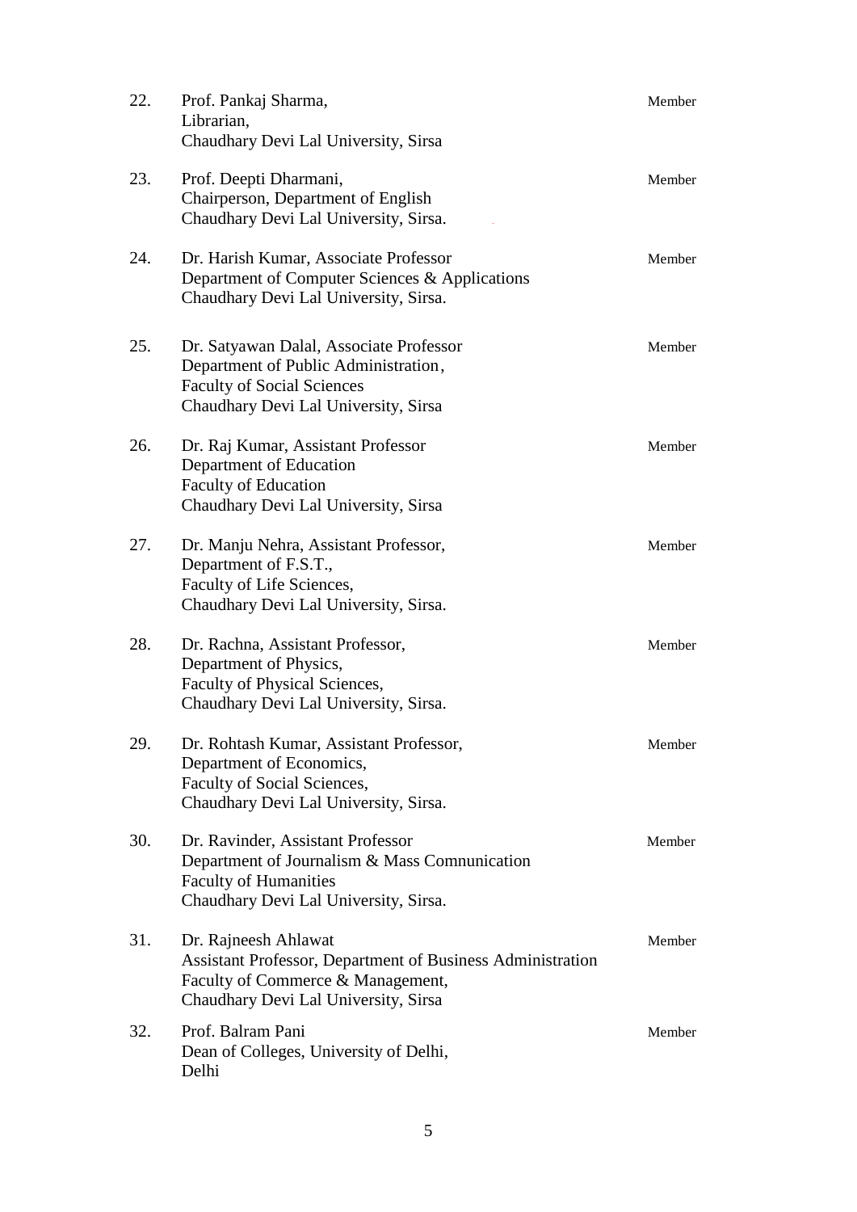| | | |
|---|---|---|
| 22. | Prof. Pankaj Sharma,<br>Librarian,<br>Chaudhary Devi Lal University, Sirsa | Member |
| 23. | Prof. Deepti Dharmani,<br>Chairperson, Department of English<br>Chaudhary Devi Lal University, Sirsa. | Member |
| 24. | Dr. Harish Kumar, Associate Professor<br>Department of Computer Sciences & Applications<br>Chaudhary Devi Lal University, Sirsa. | Member |
| 25. | Dr. Satyawan Dalal, Associate Professor<br>Department of Public Administration,<br>Faculty of Social Sciences<br>Chaudhary Devi Lal University, Sirsa | Member |
| 26. | Dr. Raj Kumar, Assistant Professor<br>Department of Education<br>Faculty of Education<br>Chaudhary Devi Lal University, Sirsa | Member |
| 27. | Dr. Manju Nehra, Assistant Professor,<br>Department of F.S.T.,<br>Faculty of Life Sciences,<br>Chaudhary Devi Lal University, Sirsa. | Member |
| 28. | Dr. Rachna, Assistant Professor,<br>Department of Physics,<br>Faculty of Physical Sciences,<br>Chaudhary Devi Lal University, Sirsa. | Member |
| 29. | Dr. Rohtash Kumar, Assistant Professor,<br>Department of Economics,<br>Faculty of Social Sciences,<br>Chaudhary Devi Lal University, Sirsa. | Member |
| 30. | Dr. Ravinder, Assistant Professor<br>Department of Journalism & Mass Comnunication<br>Faculty of Humanities<br>Chaudhary Devi Lal University, Sirsa. | Member |
| 31. | Dr. Rajneesh Ahlawat<br>Assistant Professor, Department of Business Administration<br>Faculty of Commerce & Management,<br>Chaudhary Devi Lal University, Sirsa | Member |
| 32. | Prof. Balram Pani<br>Dean of Colleges, University of Delhi,<br>Delhi | Member |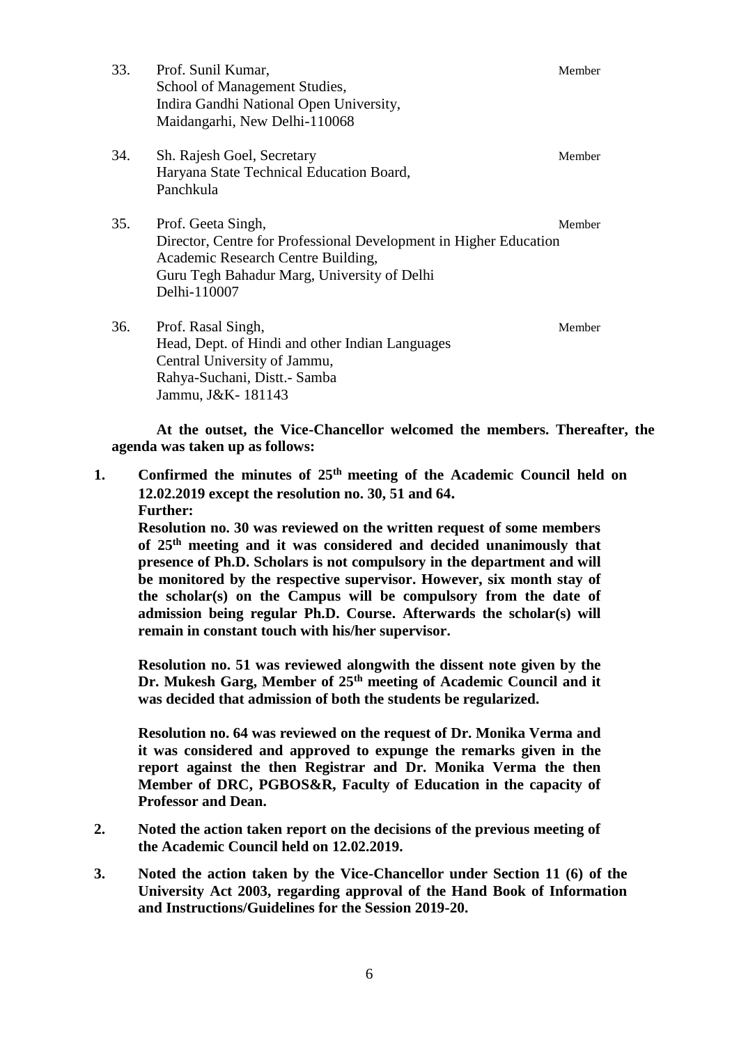33. Prof. Sunil Kumar, School of Management Studies, Indira Gandhi National Open University, Maidangarhi, New Delhi-110068 — Member

34. Sh. Rajesh Goel, Secretary, Haryana State Technical Education Board, Panchkula — Member

35. Prof. Geeta Singh, Director, Centre for Professional Development in Higher Education, Academic Research Centre Building, Guru Tegh Bahadur Marg, University of Delhi, Delhi-110007 — Member

36. Prof. Rasal Singh, Head, Dept. of Hindi and other Indian Languages, Central University of Jammu, Rahya-Suchani, Distt.- Samba, Jammu, J&K- 181143 — Member

**At the outset, the Vice-Chancellor welcomed the members. Thereafter, the agenda was taken up as follows:**

**1. Confirmed the minutes of 25th meeting of the Academic Council held on 12.02.2019 except the resolution no. 30, 51 and 64.**
**Further:**

**Resolution no. 30 was reviewed on the written request of some members of 25th meeting and it was considered and decided unanimously that presence of Ph.D. Scholars is not compulsory in the department and will be monitored by the respective supervisor. However, six month stay of the scholar(s) on the Campus will be compulsory from the date of admission being regular Ph.D. Course. Afterwards the scholar(s) will remain in constant touch with his/her supervisor.**

**Resolution no. 51 was reviewed alongwith the dissent note given by the Dr. Mukesh Garg, Member of 25th meeting of Academic Council and it was decided that admission of both the students be regularized.**

**Resolution no. 64 was reviewed on the request of Dr. Monika Verma and it was considered and approved to expunge the remarks given in the report against the then Registrar and Dr. Monika Verma the then Member of DRC, PGBOS&R, Faculty of Education in the capacity of Professor and Dean.**

**2. Noted the action taken report on the decisions of the previous meeting of the Academic Council held on 12.02.2019.**

**3. Noted the action taken by the Vice-Chancellor under Section 11 (6) of the University Act 2003, regarding approval of the Hand Book of Information and Instructions/Guidelines for the Session 2019-20.**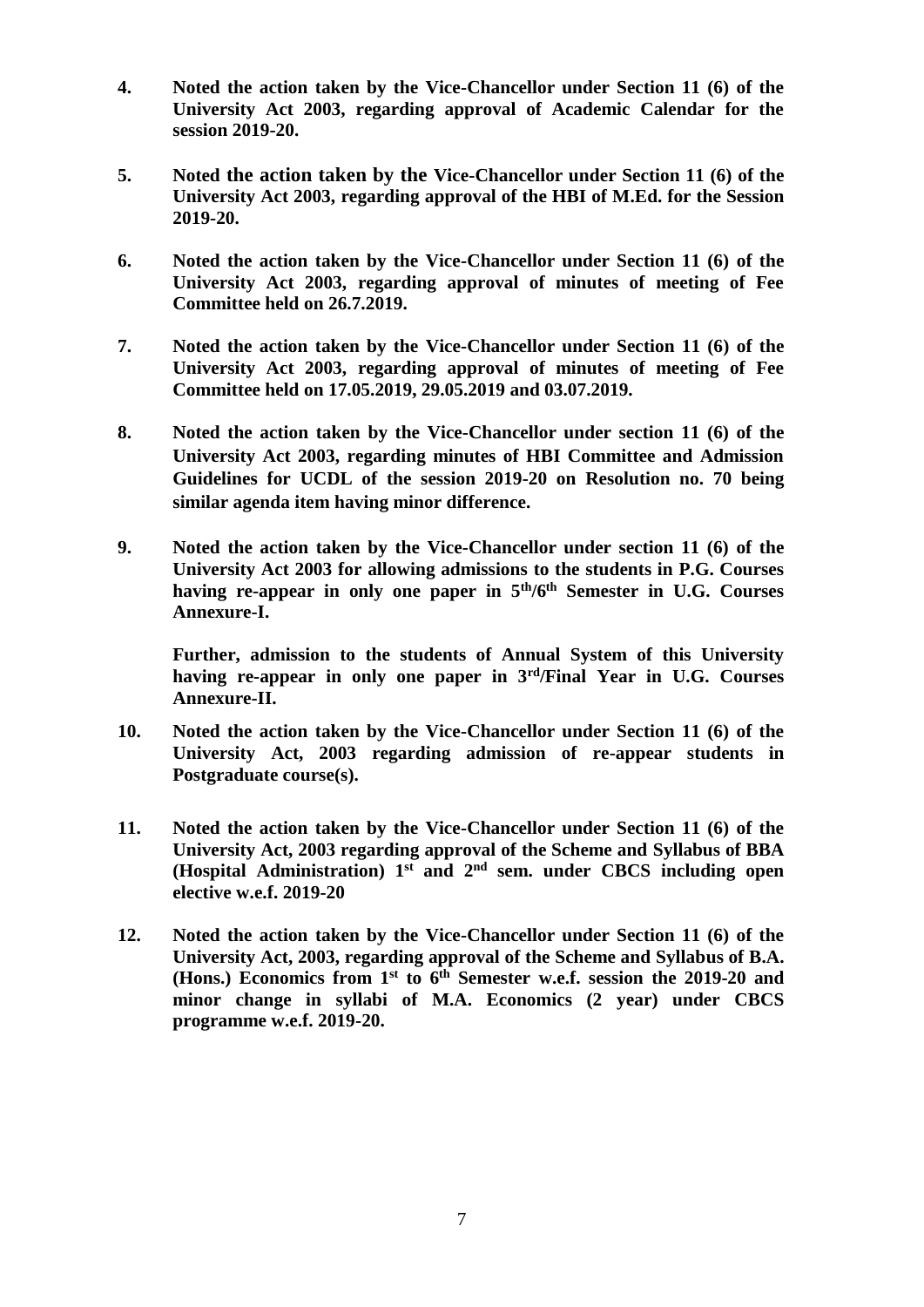**4. Noted the action taken by the Vice-Chancellor under Section 11 (6) of the University Act 2003, regarding approval of Academic Calendar for the session 2019-20.**

**5. Noted the action taken by the Vice-Chancellor under Section 11 (6) of the University Act 2003, regarding approval of the HBI of M.Ed. for the Session 2019-20.**

**6. Noted the action taken by the Vice-Chancellor under Section 11 (6) of the University Act 2003, regarding approval of minutes of meeting of Fee Committee held on 26.7.2019.**

**7. Noted the action taken by the Vice-Chancellor under Section 11 (6) of the University Act 2003, regarding approval of minutes of meeting of Fee Committee held on 17.05.2019, 29.05.2019 and 03.07.2019.**

**8. Noted the action taken by the Vice-Chancellor under section 11 (6) of the University Act 2003, regarding minutes of HBI Committee and Admission Guidelines for UCDL of the session 2019-20 on Resolution no. 70 being similar agenda item having minor difference.**

**9. Noted the action taken by the Vice-Chancellor under section 11 (6) of the University Act 2003 for allowing admissions to the students in P.G. Courses having re-appear in only one paper in 5th/6th Semester in U.G. Courses Annexure-I.**

**Further, admission to the students of Annual System of this University having re-appear in only one paper in 3rd/Final Year in U.G. Courses Annexure-II.**

**10. Noted the action taken by the Vice-Chancellor under Section 11 (6) of the University Act, 2003 regarding admission of re-appear students in Postgraduate course(s).**

**11. Noted the action taken by the Vice-Chancellor under Section 11 (6) of the University Act, 2003 regarding approval of the Scheme and Syllabus of BBA (Hospital Administration) 1st and 2nd sem. under CBCS including open elective w.e.f. 2019-20**

**12. Noted the action taken by the Vice-Chancellor under Section 11 (6) of the University Act, 2003, regarding approval of the Scheme and Syllabus of B.A. (Hons.) Economics from 1st to 6th Semester w.e.f. session the 2019-20 and minor change in syllabi of M.A. Economics (2 year) under CBCS programme w.e.f. 2019-20.**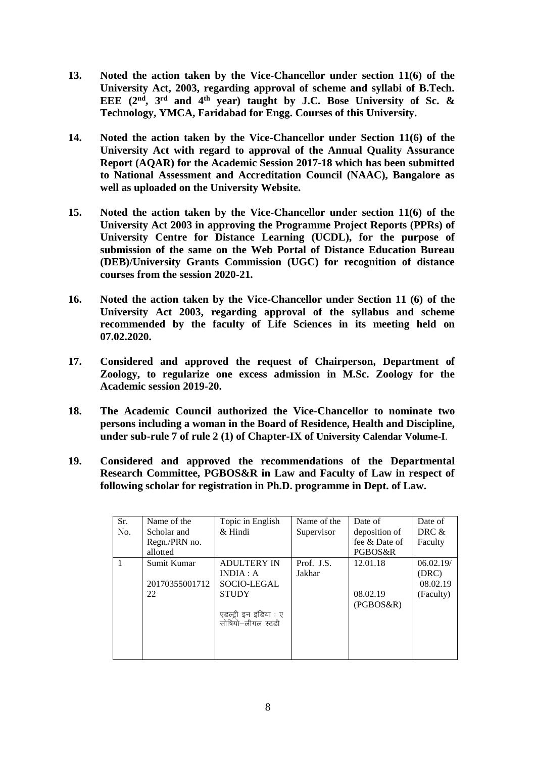**13. Noted the action taken by the Vice-Chancellor under section 11(6) of the University Act, 2003, regarding approval of scheme and syllabi of B.Tech. EEE (2nd, 3rd and 4th year) taught by J.C. Bose University of Sc. & Technology, YMCA, Faridabad for Engg. Courses of this University.**

**14. Noted the action taken by the Vice-Chancellor under Section 11(6) of the University Act with regard to approval of the Annual Quality Assurance Report (AQAR) for the Academic Session 2017-18 which has been submitted to National Assessment and Accreditation Council (NAAC), Bangalore as well as uploaded on the University Website.**

**15. Noted the action taken by the Vice-Chancellor under section 11(6) of the University Act 2003 in approving the Programme Project Reports (PPRs) of University Centre for Distance Learning (UCDL), for the purpose of submission of the same on the Web Portal of Distance Education Bureau (DEB)/University Grants Commission (UGC) for recognition of distance courses from the session 2020-21.**

**16. Noted the action taken by the Vice-Chancellor under Section 11 (6) of the University Act 2003, regarding approval of the syllabus and scheme recommended by the faculty of Life Sciences in its meeting held on 07.02.2020.**

**17. Considered and approved the request of Chairperson, Department of Zoology, to regularize one excess admission in M.Sc. Zoology for the Academic session 2019-20.**

**18. The Academic Council authorized the Vice-Chancellor to nominate two persons including a woman in the Board of Residence, Health and Discipline, under sub-rule 7 of rule 2 (1) of Chapter-IX of University Calendar Volume-I.**

**19. Considered and approved the recommendations of the Departmental Research Committee, PGBOS&R in Law and Faculty of Law in respect of following scholar for registration in Ph.D. programme in Dept. of Law.**

| Sr. No. | Name of the Scholar and Regn./PRN no. allotted | Topic in English & Hindi | Name of the Supervisor | Date of deposition of fee & Date of PGBOS&R | Date of DRC & Faculty |
|---|---|---|---|---|---|
| 1 | Sumit Kumar<br>2017035500171222 | ADULTERY IN INDIA : A SOCIO-LEGAL STUDY<br>एडल्ट्री इन इंडिया : ए सोषियो–लीगल स्टडी | Prof. J.S. Jakhar | 12.01.18<br>08.02.19 (PGBOS&R) | 06.02.19/ (DRC)<br>08.02.19 (Faculty) |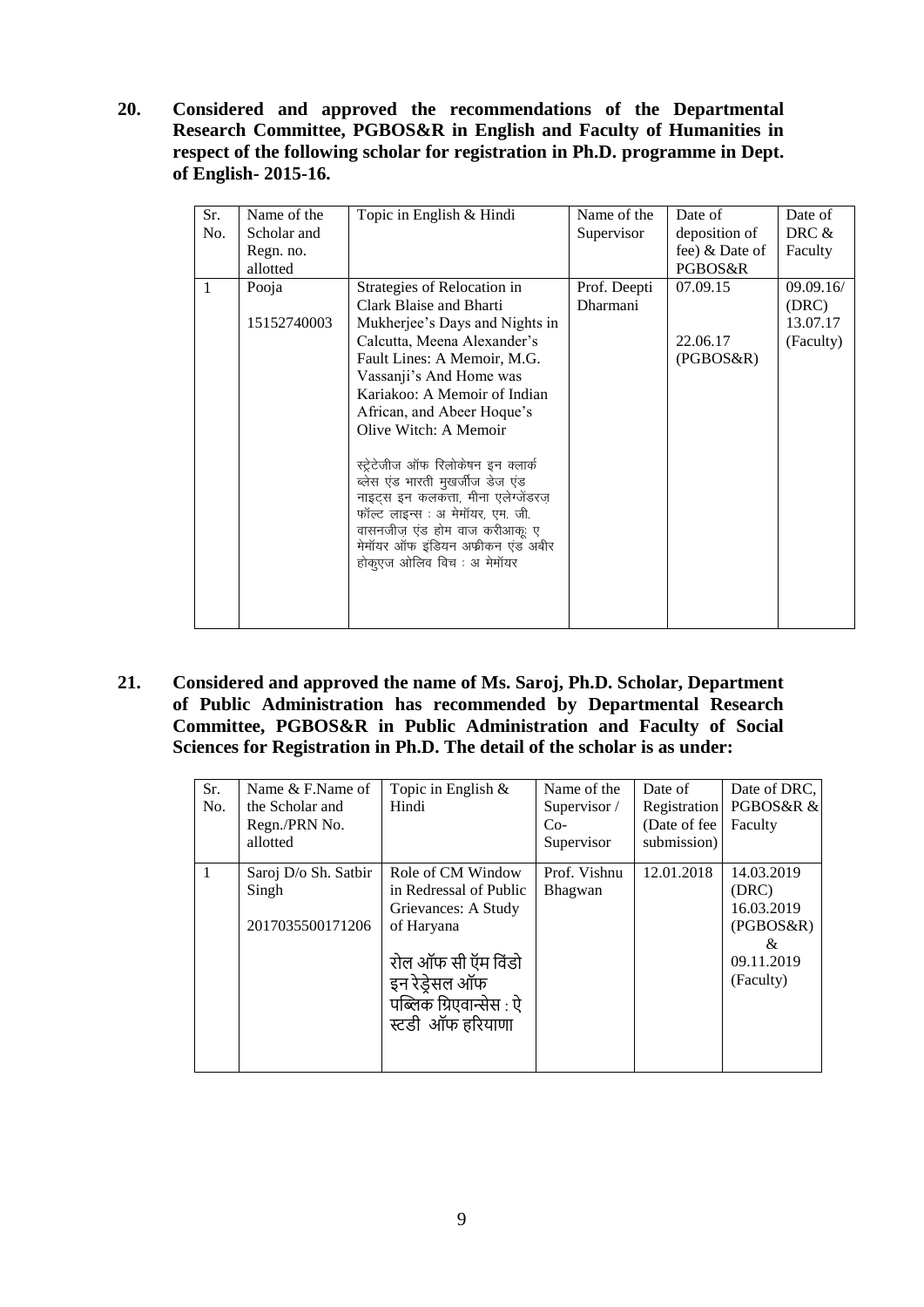**20. Considered and approved the recommendations of the Departmental Research Committee, PGBOS&R in English and Faculty of Humanities in respect of the following scholar for registration in Ph.D. programme in Dept. of English- 2015-16.**

| Sr. No. | Name of the Scholar and Regn. no. allotted | Topic in English & Hindi | Name of the Supervisor | Date of deposition of fee) & Date of PGBOS&R | Date of DRC & Faculty |
|---|---|---|---|---|---|
| 1 | Pooja<br><br>15152740003 | Strategies of Relocation in Clark Blaise and Bharti Mukherjee's Days and Nights in Calcutta, Meena Alexander's Fault Lines: A Memoir, M.G. Vassanji's And Home was Kariakoo: A Memoir of Indian African, and Abeer Hoque's Olive Witch: A Memoir<br><br>स्ट्रेटेजीज ऑफ रिलोकेषन इन क्लार्क ब्लेस एंड भारती मुखर्जीज डेज एंड नाइट्स इन कलकत्ता, मीना एलेग्जेंडरज़ फॉल्ट लाइन्स : अ मेमॉयर, एम. जी. वासनजीज़ एंड होम वाज करीआकू: ए मेमॉयर ऑफ इंडियन अफ्रीकन एंड अबीर होकुएज ओलिव विच : अ मेमॉयर | Prof. Deepti Dharmani | 07.09.15<br><br>22.06.17 (PGBOS&R) | 09.09.16/ (DRC) 13.07.17 (Faculty) |

**21. Considered and approved the name of Ms. Saroj, Ph.D. Scholar, Department of Public Administration has recommended by Departmental Research Committee, PGBOS&R in Public Administration and Faculty of Social Sciences for Registration in Ph.D. The detail of the scholar is as under:**

| Sr. No. | Name & F.Name of the Scholar and Regn./PRN No. allotted | Topic in English & Hindi | Name of the Supervisor / Co-Supervisor | Date of Registration (Date of fee submission) | Date of DRC, PGBOS&R & Faculty |
|---|---|---|---|---|---|
| 1 | Saroj D/o Sh. Satbir Singh<br><br>2017035500171206 | Role of CM Window in Redressal of Public Grievances: A Study of Haryana<br><br>रोल ऑफ सी ऍम विंडो इन रेड्रेसल ऑफ पब्लिक ग्रिएवान्सेस : ऐ स्टडी ऑफ हरियाणा | Prof. Vishnu Bhagwan | 12.01.2018 | 14.03.2019 (DRC) 16.03.2019 (PGBOS&R) & 09.11.2019 (Faculty) |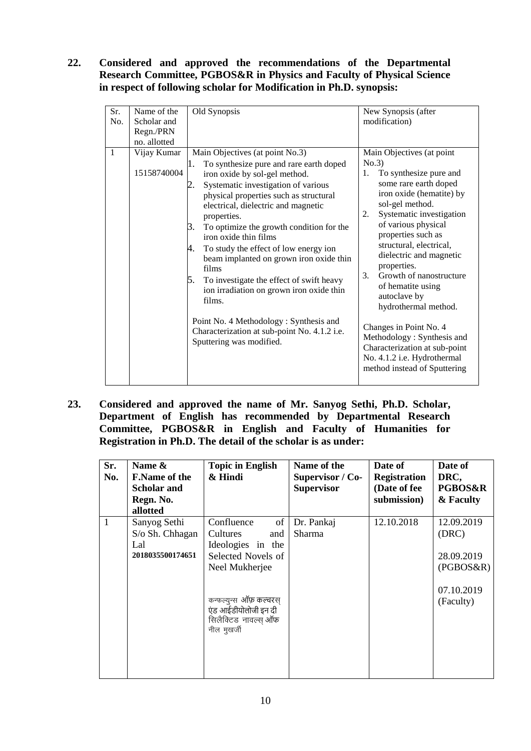**22. Considered and approved the recommendations of the Departmental Research Committee, PGBOS&R in Physics and Faculty of Physical Science in respect of following scholar for Modification in Ph.D. synopsis:**

| Sr. No. | Name of the Scholar and Regn./PRN no. allotted | Old Synopsis | New Synopsis (after modification) |
|---|---|---|---|
| 1 | Vijay Kumar<br>15158740004 | Main Objectives (at point No.3)<br>1. To synthesize pure and rare earth doped iron oxide by sol-gel method.<br>2. Systematic investigation of various physical properties such as structural electrical, dielectric and magnetic properties.<br>3. To optimize the growth condition for the iron oxide thin films<br>4. To study the effect of low energy ion beam implanted on grown iron oxide thin films<br>5. To investigate the effect of swift heavy ion irradiation on grown iron oxide thin films.<br><br>Point No. 4 Methodology : Synthesis and Characterization at sub-point No. 4.1.2 i.e. Sputtering was modified. | Main Objectives (at point No.3)<br>1. To synthesize pure and some rare earth doped iron oxide (hematite) by sol-gel method.<br>2. Systematic investigation of various physical properties such as structural, electrical, dielectric and magnetic properties.<br>3. Growth of nanostructure of hematite using autoclave by hydrothermal method.<br><br>Changes in Point No. 4 Methodology : Synthesis and Characterization at sub-point No. 4.1.2 i.e. Hydrothermal method instead of Sputtering |

**23. Considered and approved the name of Mr. Sanyog Sethi, Ph.D. Scholar, Department of English has recommended by Departmental Research Committee, PGBOS&R in English and Faculty of Humanities for Registration in Ph.D. The detail of the scholar is as under:**

| Sr. No. | Name & F.Name of the Scholar and Regn. No. allotted | Topic in English & Hindi | Name of the Supervisor / Co-Supervisor | Date of Registration (Date of fee submission) | Date of DRC, PGBOS&R & Faculty |
|---|---|---|---|---|---|
| 1 | Sanyog Sethi<br>S/o Sh. Chhagan Lal<br>**2018035500174651** | Confluence of Cultures and Ideologies in the Selected Novels of Neel Mukherjee<br><br>कन्फल्युन्स ऑफ़ कल्चरस् एंड आईडीयोलोजी इन दी सिलैक्टिड नावल्स् ऑफ नील मुखर्जी | Dr. Pankaj Sharma | 12.10.2018 | 12.09.2019 (DRC)<br><br>28.09.2019 (PGBOS&R)<br><br>07.10.2019 (Faculty) |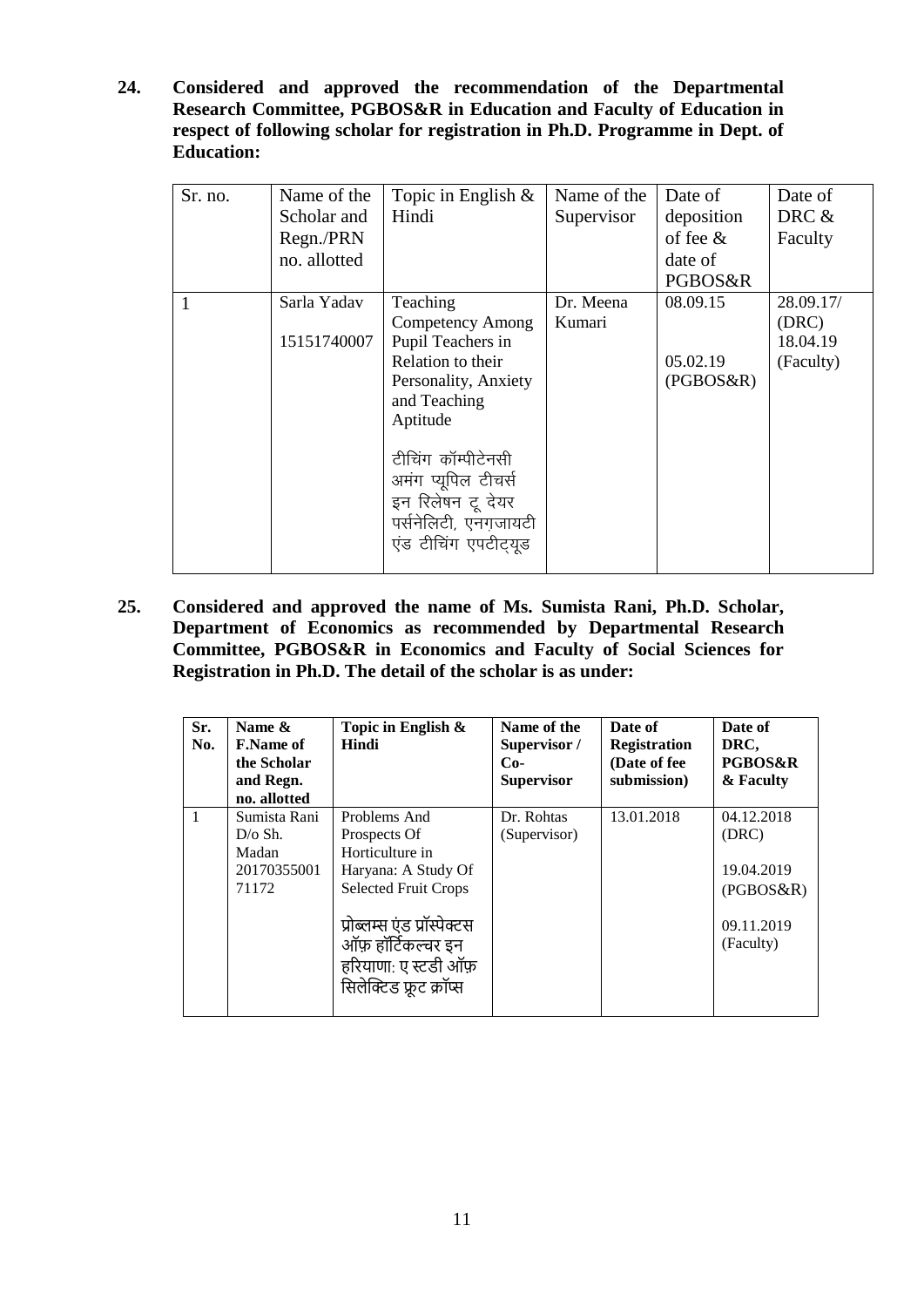**24. Considered and approved the recommendation of the Departmental Research Committee, PGBOS&R in Education and Faculty of Education in respect of following scholar for registration in Ph.D. Programme in Dept. of Education:**

| Sr. no. | Name of the Scholar and Regn./PRN no. allotted | Topic in English & Hindi | Name of the Supervisor | Date of deposition of fee & date of PGBOS&R | Date of DRC & Faculty |
|---|---|---|---|---|---|
| 1 | Sarla Yadav<br><br>15151740007 | Teaching Competency Among Pupil Teachers in Relation to their Personality, Anxiety and Teaching Aptitude<br><br>टीचिंग कॉम्पीटेनसी अमंग प्यूपिल टीचर्स इन रिलेषन टू देयर पर्सनेलिटी, एनग्ज़ायटी एंड टीचिंग एपटीट्यूड | Dr. Meena Kumari | 08.09.15<br><br>05.02.19 (PGBOS&R) | 28.09.17/ (DRC)<br>18.04.19 (Faculty) |

**25. Considered and approved the name of Ms. Sumista Rani, Ph.D. Scholar, Department of Economics as recommended by Departmental Research Committee, PGBOS&R in Economics and Faculty of Social Sciences for Registration in Ph.D. The detail of the scholar is as under:**

| Sr. No. | Name & F.Name of the Scholar and Regn. no. allotted | Topic in English & Hindi | Name of the Supervisor / Co-Supervisor | Date of Registration (Date of fee submission) | Date of DRC, PGBOS&R & Faculty |
|---|---|---|---|---|---|
| 1 | Sumista Rani D/o Sh. Madan<br>2017035500171172 | Problems And Prospects Of Horticulture in Haryana: A Study Of Selected Fruit Crops<br><br>प्रोब्लम्स एंड प्रॉस्पेक्टस ऑफ़ हॉर्टिकल्चर इन हरियाणा: ए स्टडी ऑफ़ सिलेक्टिड फ्रूट क्रॉप्स | Dr. Rohtas (Supervisor) | 13.01.2018 | 04.12.2018 (DRC)<br><br>19.04.2019 (PGBOS&R)<br><br>09.11.2019 (Faculty) |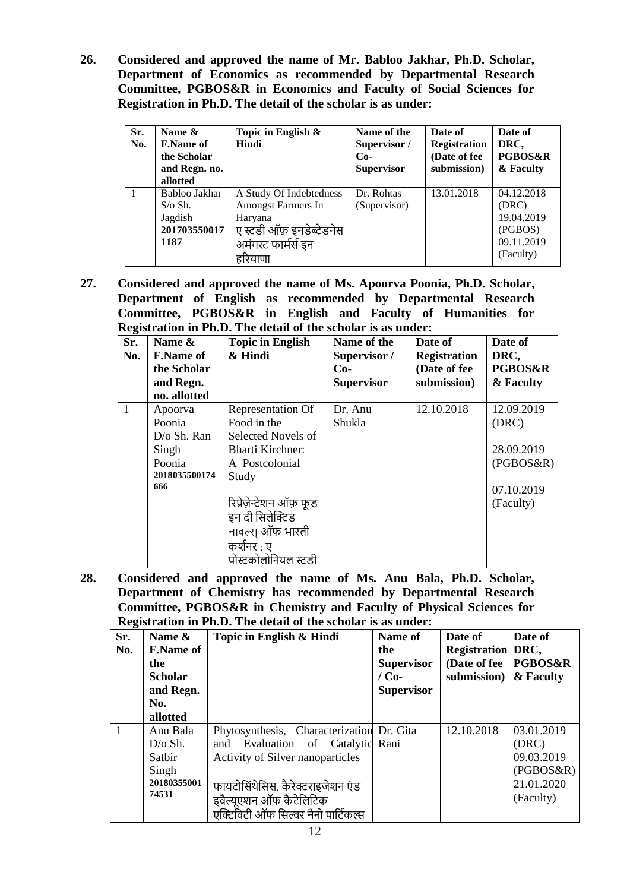**26. Considered and approved the name of Mr. Babloo Jakhar, Ph.D. Scholar, Department of Economics as recommended by Departmental Research Committee, PGBOS&R in Economics and Faculty of Social Sciences for Registration in Ph.D. The detail of the scholar is as under:**

| Sr. No. | Name & F.Name of the Scholar and Regn. no. allotted | Topic in English & Hindi | Name of the Supervisor / Co-Supervisor | Date of Registration (Date of fee submission) | Date of DRC, PGBOS&R & Faculty |
|---|---|---|---|---|---|
| 1 | Babloo Jakhar S/o Sh. Jagdish **2017035500171187** | A Study Of Indebtedness Amongst Farmers In Haryana<br>ए स्टडी ऑफ़ इनडेब्टेडनेस अमंगस्ट फार्मर्स इन हरियाणा | Dr. Rohtas (Supervisor) | 13.01.2018 | 04.12.2018 (DRC)<br>19.04.2019 (PGBOS)<br>09.11.2019 (Faculty) |

**27. Considered and approved the name of Ms. Apoorva Poonia, Ph.D. Scholar, Department of English as recommended by Departmental Research Committee, PGBOS&R in English and Faculty of Humanities for Registration in Ph.D. The detail of the scholar is as under:**

| Sr. No. | Name & F.Name of the Scholar and Regn. no. allotted | Topic in English & Hindi | Name of the Supervisor / Co-Supervisor | Date of Registration (Date of fee submission) | Date of DRC, PGBOS&R & Faculty |
|---|---|---|---|---|---|
| 1 | Apoorva Poonia D/o Sh. Ran Singh Poonia **2018035500174666** | Representation Of Food in the Selected Novels of Bharti Kirchner: A Postcolonial Study<br>रिप्रेज़ेन्टेशन ऑफ़ फूड इन दी सिलेक्टिड नावल्स् ऑफ भारती कर्शनर : ए पोस्टकोलोनियल स्टडी | Dr. Anu Shukla | 12.10.2018 | 12.09.2019 (DRC)<br>28.09.2019 (PGBOS&R)<br>07.10.2019 (Faculty) |

**28. Considered and approved the name of Ms. Anu Bala, Ph.D. Scholar, Department of Chemistry has recommended by Departmental Research Committee, PGBOS&R in Chemistry and Faculty of Physical Sciences for Registration in Ph.D. The detail of the scholar is as under:**

| Sr. No. | Name & F.Name of the Scholar and Regn. No. allotted | Topic in English & Hindi | Name of the Supervisor / Co-Supervisor | Date of Registration (Date of fee submission) | Date of DRC, PGBOS&R & Faculty |
|---|---|---|---|---|---|
| 1 | Anu Bala D/o Sh. Satbir Singh **2018035500174531** | Phytosynthesis, Characterization and Evaluation of Catalytic Activity of Silver nanoparticles<br>फायटोसिंथेसिस, कैरेक्टराइजेशन एंड इवैल्यूएशन ऑफ कैटेलिटिक एक्टिविटी ऑफ सिल्वर नैनो पार्टिकल्स | Dr. Gita Rani | 12.10.2018 | 03.01.2019 (DRC)<br>09.03.2019 (PGBOS&R)<br>21.01.2020 (Faculty) |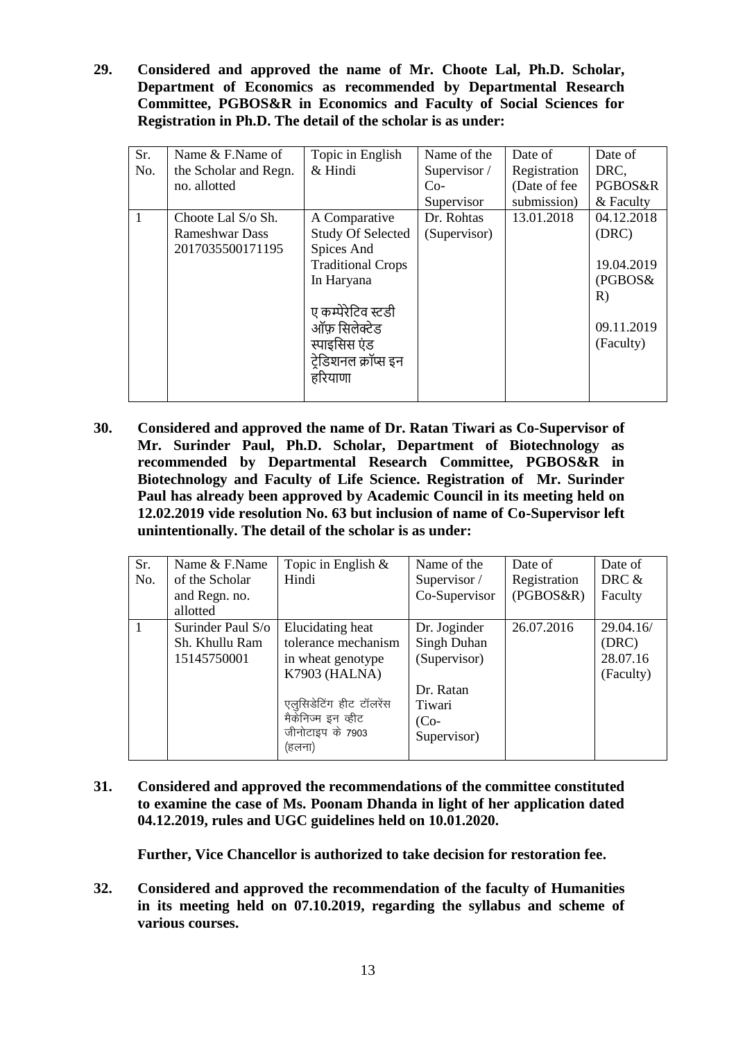**29. Considered and approved the name of Mr. Choote Lal, Ph.D. Scholar, Department of Economics as recommended by Departmental Research Committee, PGBOS&R in Economics and Faculty of Social Sciences for Registration in Ph.D. The detail of the scholar is as under:**

| Sr. No. | Name & F.Name of the Scholar and Regn. no. allotted | Topic in English & Hindi | Name of the Supervisor / Co-Supervisor | Date of Registration (Date of fee submission) | Date of DRC, PGBOS&R & Faculty |
|---|---|---|---|---|---|
| 1 | Choote Lal S/o Sh. Rameshwar Dass 2017035500171195 | A Comparative Study Of Selected Spices And Traditional Crops In Haryana<br><br>ए कम्पेरेटिव स्टडी ऑफ़ सिलेक्टेड स्पाइसिस एंड ट्रेडिशनल क्रॉप्स इन हरियाणा | Dr. Rohtas (Supervisor) | 13.01.2018 | 04.12.2018 (DRC)<br><br>19.04.2019 (PGBOS&R)<br><br>09.11.2019 (Faculty) |

**30. Considered and approved the name of Dr. Ratan Tiwari as Co-Supervisor of Mr. Surinder Paul, Ph.D. Scholar, Department of Biotechnology as recommended by Departmental Research Committee, PGBOS&R in Biotechnology and Faculty of Life Science. Registration of Mr. Surinder Paul has already been approved by Academic Council in its meeting held on 12.02.2019 vide resolution No. 63 but inclusion of name of Co-Supervisor left unintentionally. The detail of the scholar is as under:**

| Sr. No. | Name & F.Name of the Scholar and Regn. no. allotted | Topic in English & Hindi | Name of the Supervisor / Co-Supervisor | Date of Registration (PGBOS&R) | Date of DRC & Faculty |
|---|---|---|---|---|---|
| 1 | Surinder Paul S/o Sh. Khullu Ram 15145750001 | Elucidating heat tolerance mechanism in wheat genotype K7903 (HALNA)<br><br>एलुसिडेटिंग हीट टॉलरेंस मैकेनिज्म इन व्हीट जीनोटाइप के 7903 (हलना) | Dr. Joginder Singh Duhan (Supervisor)<br><br>Dr. Ratan Tiwari (Co-Supervisor) | 26.07.2016 | 29.04.16/ (DRC) 28.07.16 (Faculty) |

**31. Considered and approved the recommendations of the committee constituted to examine the case of Ms. Poonam Dhanda in light of her application dated 04.12.2019, rules and UGC guidelines held on 10.01.2020.**

**Further, Vice Chancellor is authorized to take decision for restoration fee.**

**32. Considered and approved the recommendation of the faculty of Humanities in its meeting held on 07.10.2019, regarding the syllabus and scheme of various courses.**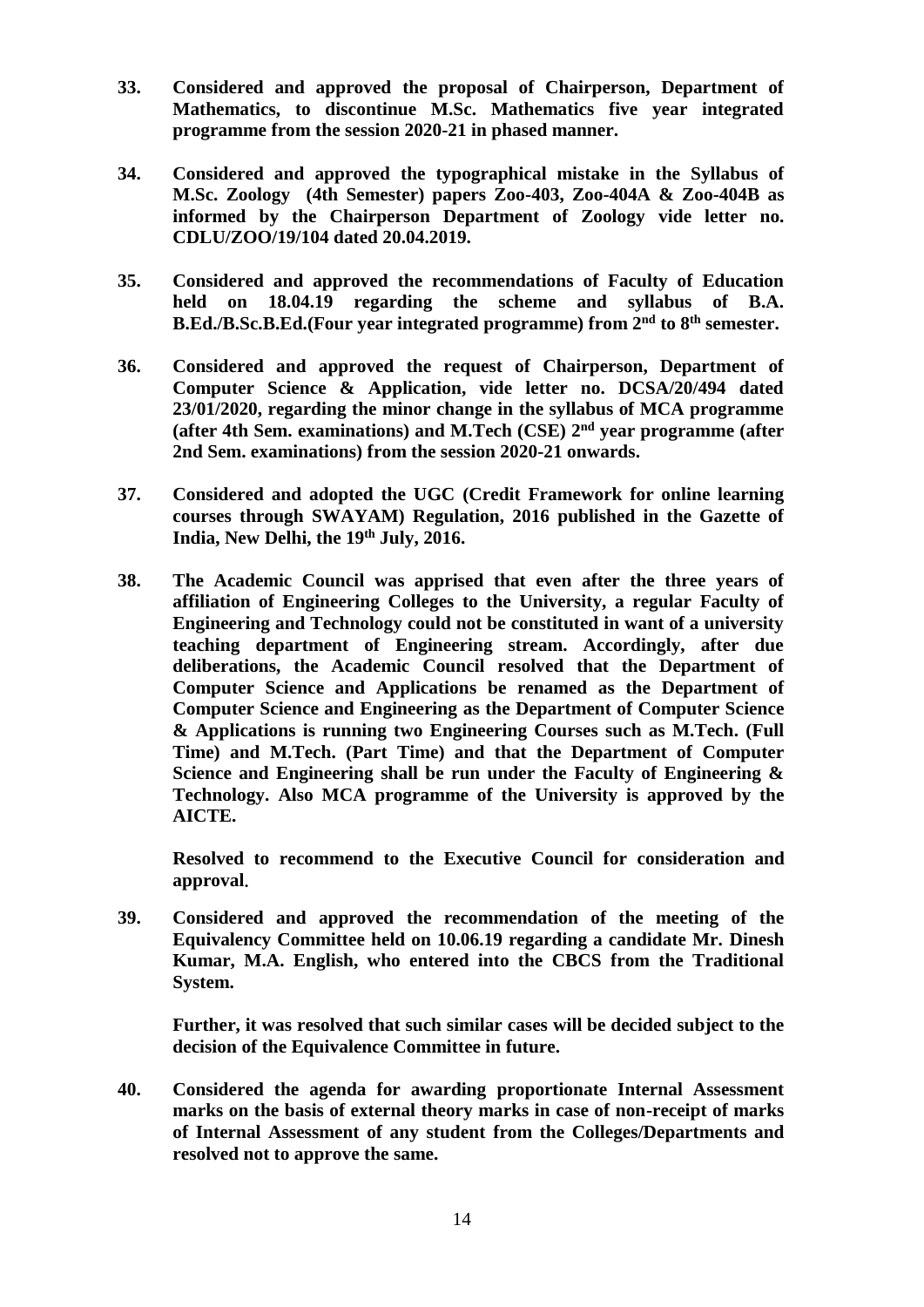**33. Considered and approved the proposal of Chairperson, Department of Mathematics, to discontinue M.Sc. Mathematics five year integrated programme from the session 2020-21 in phased manner.**

**34. Considered and approved the typographical mistake in the Syllabus of M.Sc. Zoology (4th Semester) papers Zoo-403, Zoo-404A & Zoo-404B as informed by the Chairperson Department of Zoology vide letter no. CDLU/ZOO/19/104 dated 20.04.2019.**

**35. Considered and approved the recommendations of Faculty of Education held on 18.04.19 regarding the scheme and syllabus of B.A. B.Ed./B.Sc.B.Ed.(Four year integrated programme) from 2nd to 8th semester.**

**36. Considered and approved the request of Chairperson, Department of Computer Science & Application, vide letter no. DCSA/20/494 dated 23/01/2020, regarding the minor change in the syllabus of MCA programme (after 4th Sem. examinations) and M.Tech (CSE) 2nd year programme (after 2nd Sem. examinations) from the session 2020-21 onwards.**

**37. Considered and adopted the UGC (Credit Framework for online learning courses through SWAYAM) Regulation, 2016 published in the Gazette of India, New Delhi, the 19th July, 2016.**

**38. The Academic Council was apprised that even after the three years of affiliation of Engineering Colleges to the University, a regular Faculty of Engineering and Technology could not be constituted in want of a university teaching department of Engineering stream. Accordingly, after due deliberations, the Academic Council resolved that the Department of Computer Science and Applications be renamed as the Department of Computer Science and Engineering as the Department of Computer Science & Applications is running two Engineering Courses such as M.Tech. (Full Time) and M.Tech. (Part Time) and that the Department of Computer Science and Engineering shall be run under the Faculty of Engineering & Technology. Also MCA programme of the University is approved by the AICTE.**

**Resolved to recommend to the Executive Council for consideration and approval.**

**39. Considered and approved the recommendation of the meeting of the Equivalency Committee held on 10.06.19 regarding a candidate Mr. Dinesh Kumar, M.A. English, who entered into the CBCS from the Traditional System.**

**Further, it was resolved that such similar cases will be decided subject to the decision of the Equivalence Committee in future.**

**40. Considered the agenda for awarding proportionate Internal Assessment marks on the basis of external theory marks in case of non-receipt of marks of Internal Assessment of any student from the Colleges/Departments and resolved not to approve the same.**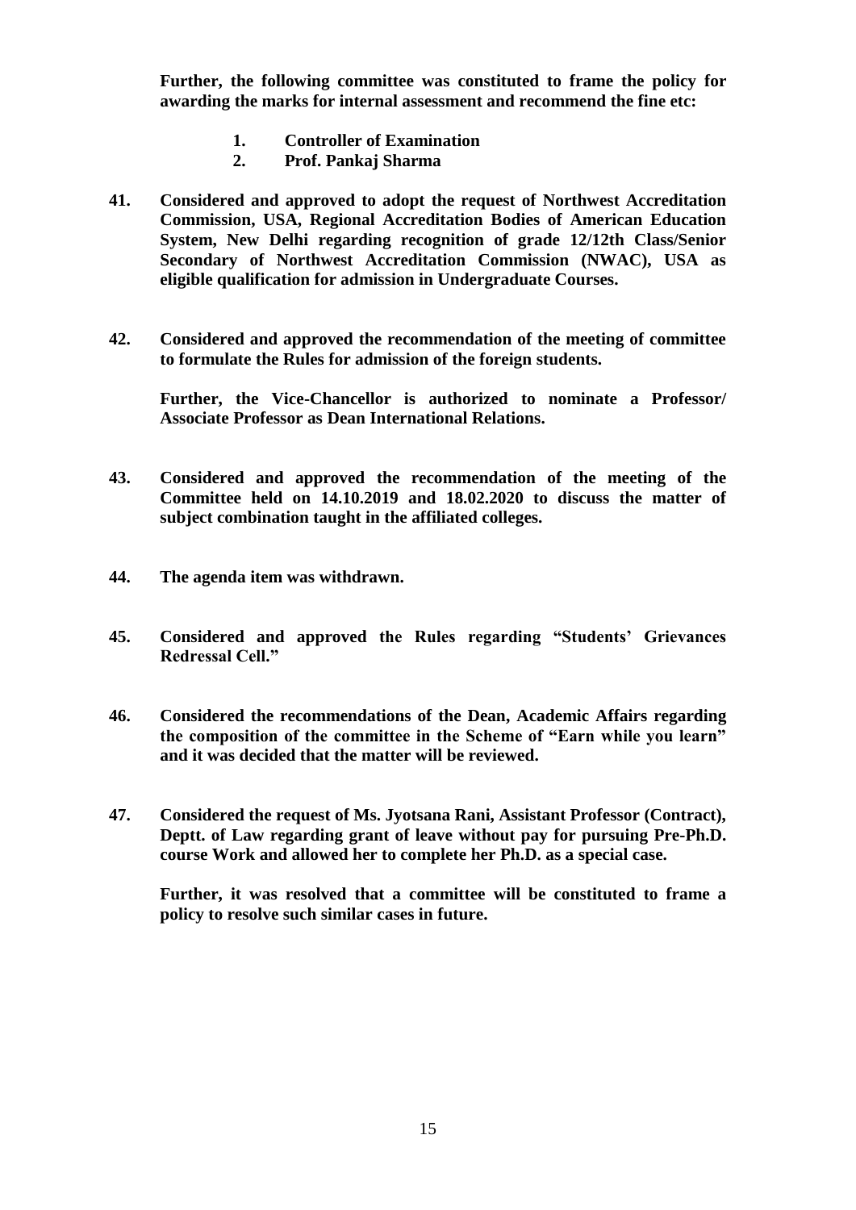**Further, the following committee was constituted to frame the policy for awarding the marks for internal assessment and recommend the fine etc:**

1. **Controller of Examination**
2. **Prof. Pankaj Sharma**

**41. Considered and approved to adopt the request of Northwest Accreditation Commission, USA, Regional Accreditation Bodies of American Education System, New Delhi regarding recognition of grade 12/12th Class/Senior Secondary of Northwest Accreditation Commission (NWAC), USA as eligible qualification for admission in Undergraduate Courses.**

**42. Considered and approved the recommendation of the meeting of committee to formulate the Rules for admission of the foreign students.**

**Further, the Vice-Chancellor is authorized to nominate a Professor/ Associate Professor as Dean International Relations.**

**43. Considered and approved the recommendation of the meeting of the Committee held on 14.10.2019 and 18.02.2020 to discuss the matter of subject combination taught in the affiliated colleges.**

**44. The agenda item was withdrawn.**

**45. Considered and approved the Rules regarding "Students' Grievances Redressal Cell."**

**46. Considered the recommendations of the Dean, Academic Affairs regarding the composition of the committee in the Scheme of "Earn while you learn" and it was decided that the matter will be reviewed.**

**47. Considered the request of Ms. Jyotsana Rani, Assistant Professor (Contract), Deptt. of Law regarding grant of leave without pay for pursuing Pre-Ph.D. course Work and allowed her to complete her Ph.D. as a special case.**

**Further, it was resolved that a committee will be constituted to frame a policy to resolve such similar cases in future.**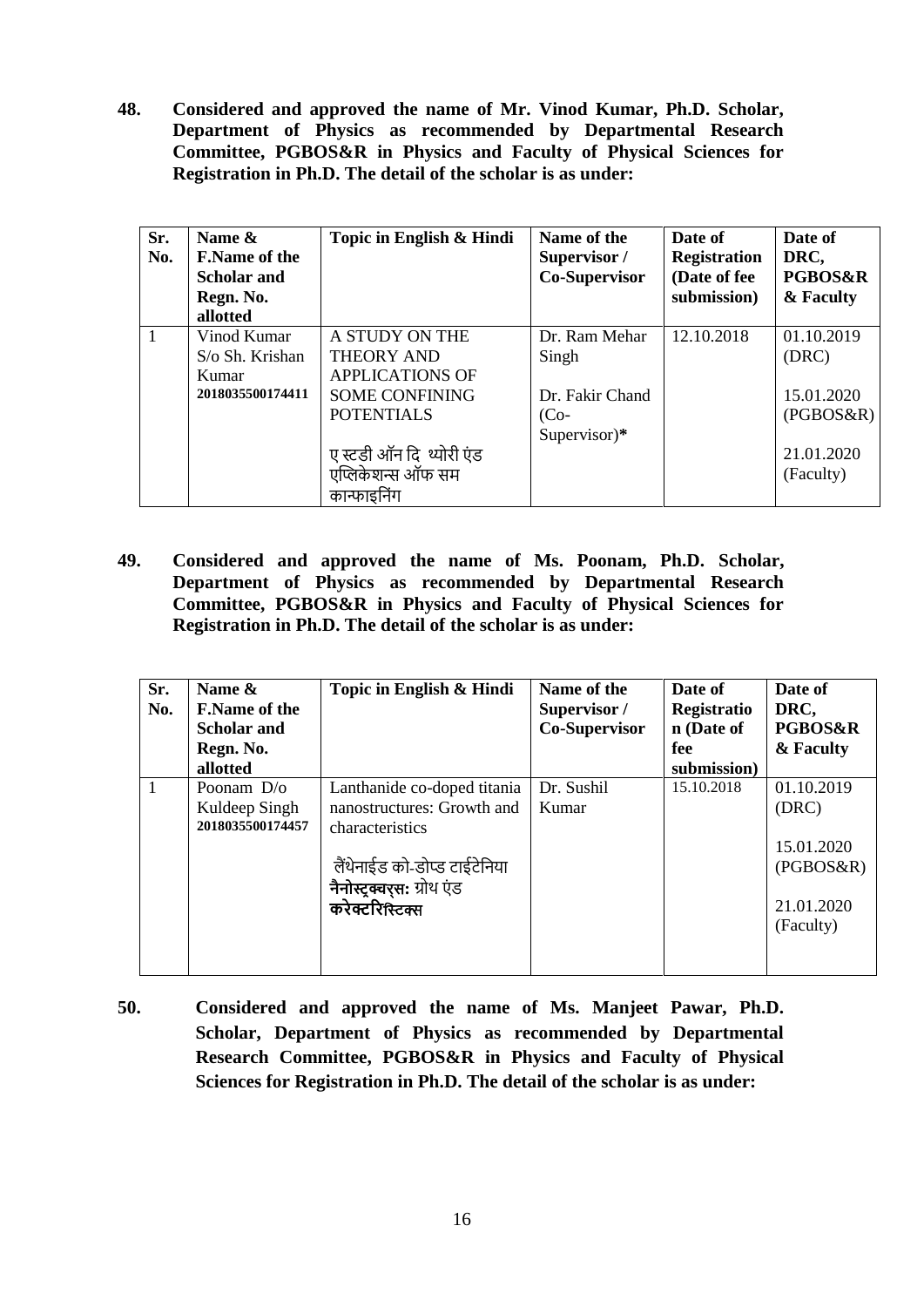**48. Considered and approved the name of Mr. Vinod Kumar, Ph.D. Scholar, Department of Physics as recommended by Departmental Research Committee, PGBOS&R in Physics and Faculty of Physical Sciences for Registration in Ph.D. The detail of the scholar is as under:**

| Sr. No. | Name & F.Name of the Scholar and Regn. No. allotted | Topic in English & Hindi | Name of the Supervisor / Co-Supervisor | Date of Registration (Date of fee submission) | Date of DRC, PGBOS&R & Faculty |
|---|---|---|---|---|---|
| 1 | Vinod Kumar S/o Sh. Krishan Kumar **2018035500174411** | A STUDY ON THE THEORY AND APPLICATIONS OF SOME CONFINING POTENTIALS<br><br>ए स्टडी ऑन दि थ्योरी एंड एप्लिकेशन्स ऑफ सम कान्फाइनिंग | Dr. Ram Mehar Singh<br><br>Dr. Fakir Chand (Co-Supervisor)* | 12.10.2018 | 01.10.2019 (DRC)<br><br>15.01.2020 (PGBOS&R)<br><br>21.01.2020 (Faculty) |

**49. Considered and approved the name of Ms. Poonam, Ph.D. Scholar, Department of Physics as recommended by Departmental Research Committee, PGBOS&R in Physics and Faculty of Physical Sciences for Registration in Ph.D. The detail of the scholar is as under:**

| Sr. No. | Name & F.Name of the Scholar and Regn. No. allotted | Topic in English & Hindi | Name of the Supervisor / Co-Supervisor | Date of Registration (Date of fee submission) | Date of DRC, PGBOS&R & Faculty |
|---|---|---|---|---|---|
| 1 | Poonam D/o Kuldeep Singh **2018035500174457** | Lanthanide co-doped titania nanostructures: Growth and characteristics<br><br>लैंथेनाईड को-डोप्ड टाईटेनिया **नैनोस्ट्रक्चर्स:** ग्रोथ एंड **करेक्टरिस्टिक्स** | Dr. Sushil Kumar | 15.10.2018 | 01.10.2019 (DRC)<br><br>15.01.2020 (PGBOS&R)<br><br>21.01.2020 (Faculty) |

**50. Considered and approved the name of Ms. Manjeet Pawar, Ph.D. Scholar, Department of Physics as recommended by Departmental Research Committee, PGBOS&R in Physics and Faculty of Physical Sciences for Registration in Ph.D. The detail of the scholar is as under:**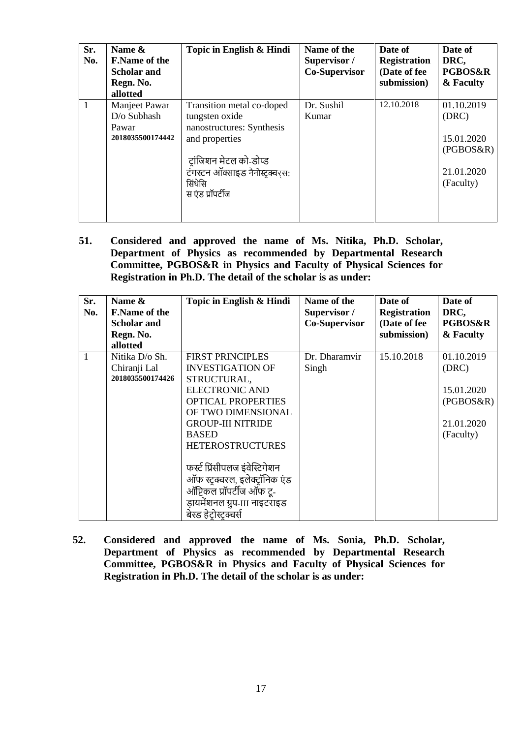| Sr. No. | Name & F.Name of the Scholar and Regn. No. allotted | Topic in English & Hindi | Name of the Supervisor / Co-Supervisor | Date of Registration (Date of fee submission) | Date of DRC, PGBOS&R & Faculty |
|---|---|---|---|---|---|
| 1 | Manjeet Pawar D/o Subhash Pawar **2018035500174442** | Transition metal co-doped tungsten oxide nanostructures: Synthesis and properties<br><br>ट्रांजिशन मेटल को-डोप्ड टंगस्टन ऑक्साइड नैनोस्ट्रक्चर्स: सिंथेसिस एंड प्रॉपर्टीज | Dr. Sushil Kumar | 12.10.2018 | 01.10.2019 (DRC)<br><br>15.01.2020 (PGBOS&R)<br><br>21.01.2020 (Faculty) |

**51. Considered and approved the name of Ms. Nitika, Ph.D. Scholar, Department of Physics as recommended by Departmental Research Committee, PGBOS&R in Physics and Faculty of Physical Sciences for Registration in Ph.D. The detail of the scholar is as under:**

| Sr. No. | Name & F.Name of the Scholar and Regn. No. allotted | Topic in English & Hindi | Name of the Supervisor / Co-Supervisor | Date of Registration (Date of fee submission) | Date of DRC, PGBOS&R & Faculty |
|---|---|---|---|---|---|
| 1 | Nitika D/o Sh. Chiranji Lal **2018035500174426** | FIRST PRINCIPLES INVESTIGATION OF STRUCTURAL, ELECTRONIC AND OPTICAL PROPERTIES OF TWO DIMENSIONAL GROUP-III NITRIDE BASED HETEROSTRUCTURES<br><br>फर्स्ट प्रिंसीपलज इंवेस्टिगेशन ऑफ स्ट्रक्चरल, इलेक्ट्रॉनिक एंड ऑप्टिकल प्रॉपर्टीज ऑफ टू-ड़ायमेंशनल ग्रुप-III नाइटराइड बेस्ड हेट्रोस्ट्रक्चर्स | Dr. Dharamvir Singh | 15.10.2018 | 01.10.2019 (DRC)<br><br>15.01.2020 (PGBOS&R)<br><br>21.01.2020 (Faculty) |

**52. Considered and approved the name of Ms. Sonia, Ph.D. Scholar, Department of Physics as recommended by Departmental Research Committee, PGBOS&R in Physics and Faculty of Physical Sciences for Registration in Ph.D. The detail of the scholar is as under:**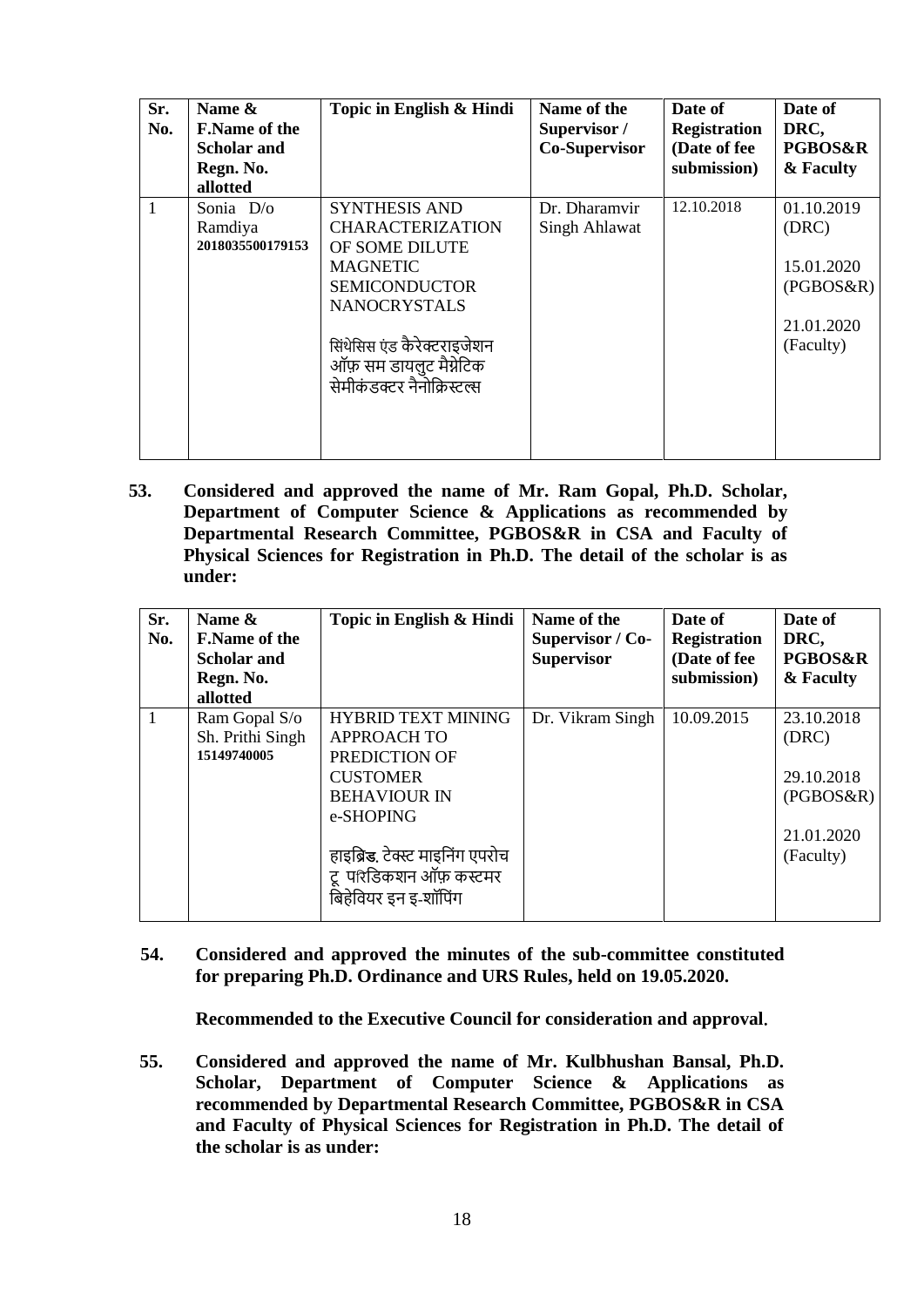| Sr. No. | Name & F.Name of the Scholar and Regn. No. allotted | Topic in English & Hindi | Name of the Supervisor / Co-Supervisor | Date of Registration (Date of fee submission) | Date of DRC, PGBOS&R & Faculty |
|---|---|---|---|---|---|
| 1 | Sonia D/o Ramdiya **2018035500179153** | SYNTHESIS AND CHARACTERIZATION OF SOME DILUTE MAGNETIC SEMICONDUCTOR NANOCRYSTALS<br><br>सिंथेसिस एंड कैरेक्ट्राइजेशन ऑफ़ सम डायलुट मैग्नेटिक सेमीकंडक्टर नैनोक्रिस्टल्स | Dr. Dharamvir Singh Ahlawat | 12.10.2018 | 01.10.2019 (DRC)<br><br>15.01.2020 (PGBOS&R)<br><br>21.01.2020 (Faculty) |

**53. Considered and approved the name of Mr. Ram Gopal, Ph.D. Scholar, Department of Computer Science & Applications as recommended by Departmental Research Committee, PGBOS&R in CSA and Faculty of Physical Sciences for Registration in Ph.D. The detail of the scholar is as under:**

| Sr. No. | Name & F.Name of the Scholar and Regn. No. allotted | Topic in English & Hindi | Name of the Supervisor / Co-Supervisor | Date of Registration (Date of fee submission) | Date of DRC, PGBOS&R & Faculty |
|---|---|---|---|---|---|
| 1 | Ram Gopal S/o Sh. Prithi Singh **15149740005** | HYBRID TEXT MINING APPROACH TO PREDICTION OF CUSTOMER BEHAVIOUR IN e-SHOPING<br><br>हाइब्रिड टेक्स्ट माइनिंग एपरोच टू परिडिकशन ऑफ़ कस्टमर बिहेवियर इन इ-शॉपिंग | Dr. Vikram Singh | 10.09.2015 | 23.10.2018 (DRC)<br><br>29.10.2018 (PGBOS&R)<br><br>21.01.2020 (Faculty) |

**54. Considered and approved the minutes of the sub-committee constituted for preparing Ph.D. Ordinance and URS Rules, held on 19.05.2020.**

**Recommended to the Executive Council for consideration and approval.**

**55. Considered and approved the name of Mr. Kulbhushan Bansal, Ph.D. Scholar, Department of Computer Science & Applications as recommended by Departmental Research Committee, PGBOS&R in CSA and Faculty of Physical Sciences for Registration in Ph.D. The detail of the scholar is as under:**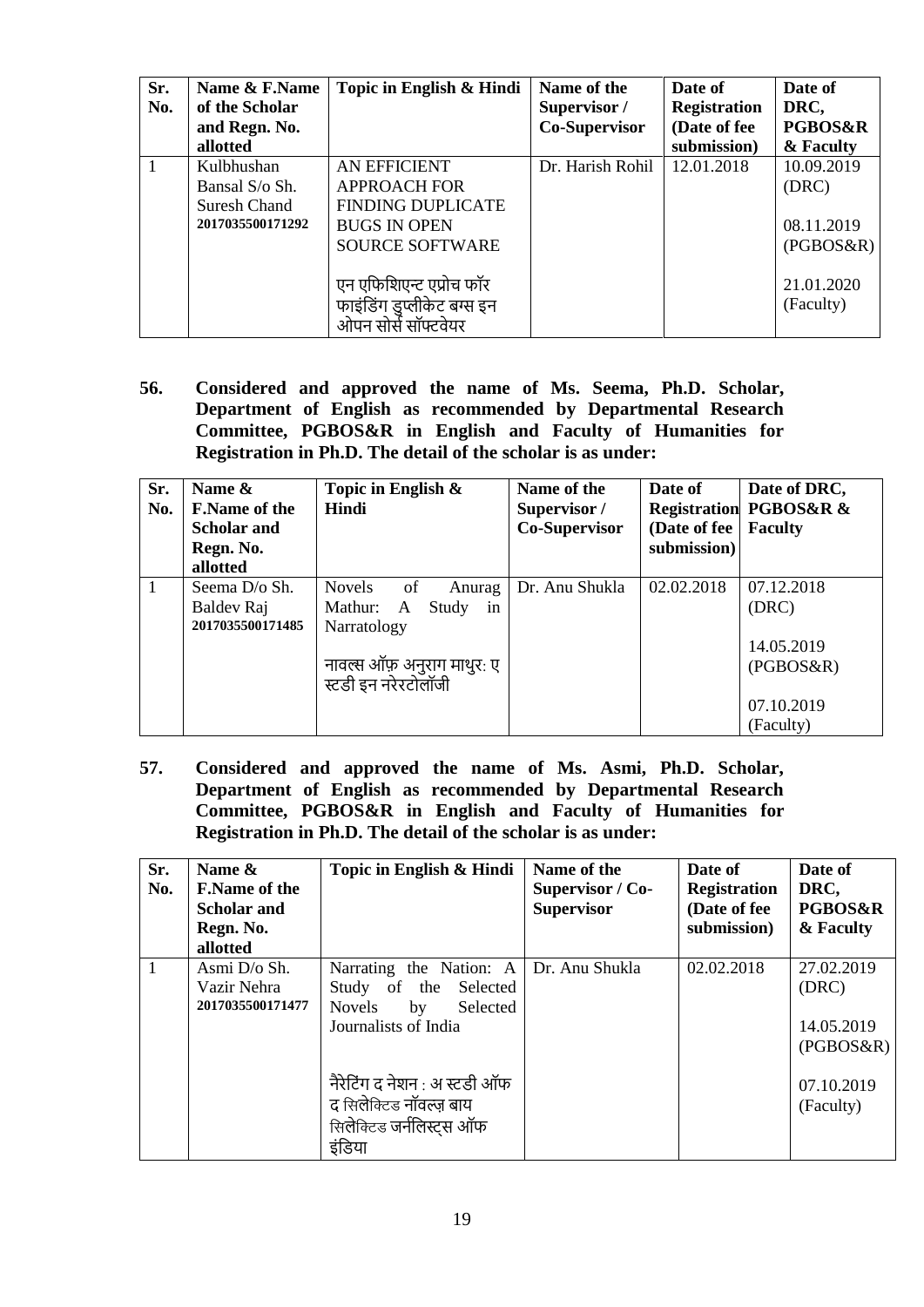| Sr. No. | Name & F.Name of the Scholar and Regn. No. allotted | Topic in English & Hindi | Name of the Supervisor / Co-Supervisor | Date of Registration (Date of fee submission) | Date of DRC, PGBOS&R & Faculty |
|---|---|---|---|---|---|
| 1 | Kulbhushan Bansal S/o Sh. Suresh Chand **2017035500171292** | AN EFFICIENT APPROACH FOR FINDING DUPLICATE BUGS IN OPEN SOURCE SOFTWARE<br><br>एन एफिशिएन्ट एप्रोच फॉर फाइंडिंग डुप्लीकेट बग्स इन ओपन सोर्स सॉफ्टवेयर | Dr. Harish Rohil | 12.01.2018 | 10.09.2019 (DRC)<br><br>08.11.2019 (PGBOS&R)<br><br>21.01.2020 (Faculty) |

**56. Considered and approved the name of Ms. Seema, Ph.D. Scholar, Department of English as recommended by Departmental Research Committee, PGBOS&R in English and Faculty of Humanities for Registration in Ph.D. The detail of the scholar is as under:**

| Sr. No. | Name & F.Name of the Scholar and Regn. No. allotted | Topic in English & Hindi | Name of the Supervisor / Co-Supervisor | Date of Registration (Date of fee submission) | Date of DRC, PGBOS&R & Faculty |
|---|---|---|---|---|---|
| 1 | Seema D/o Sh. Baldev Raj **2017035500171485** | Novels of Anurag Mathur: A Study in Narratology<br><br>नावल्स ऑफ़ अनुराग माथुर: ए स्टडी इन नरेरटोलॉजी | Dr. Anu Shukla | 02.02.2018 | 07.12.2018 (DRC)<br><br>14.05.2019 (PGBOS&R)<br><br>07.10.2019 (Faculty) |

**57. Considered and approved the name of Ms. Asmi, Ph.D. Scholar, Department of English as recommended by Departmental Research Committee, PGBOS&R in English and Faculty of Humanities for Registration in Ph.D. The detail of the scholar is as under:**

| Sr. No. | Name & F.Name of the Scholar and Regn. No. allotted | Topic in English & Hindi | Name of the Supervisor / Co-Supervisor | Date of Registration (Date of fee submission) | Date of DRC, PGBOS&R & Faculty |
|---|---|---|---|---|---|
| 1 | Asmi D/o Sh. Vazir Nehra **2017035500171477** | Narrating the Nation: A Study of the Selected Novels by Selected Journalists of India<br><br>नैरेटिंग द नेशन : अ स्टडी ऑफ द सिलेक्टिड नॉवल्ज़ बाय सिलेक्टिड जर्नलिस्ट्स ऑफ इंडिया | Dr. Anu Shukla | 02.02.2018 | 27.02.2019 (DRC)<br><br>14.05.2019 (PGBOS&R)<br><br>07.10.2019 (Faculty) |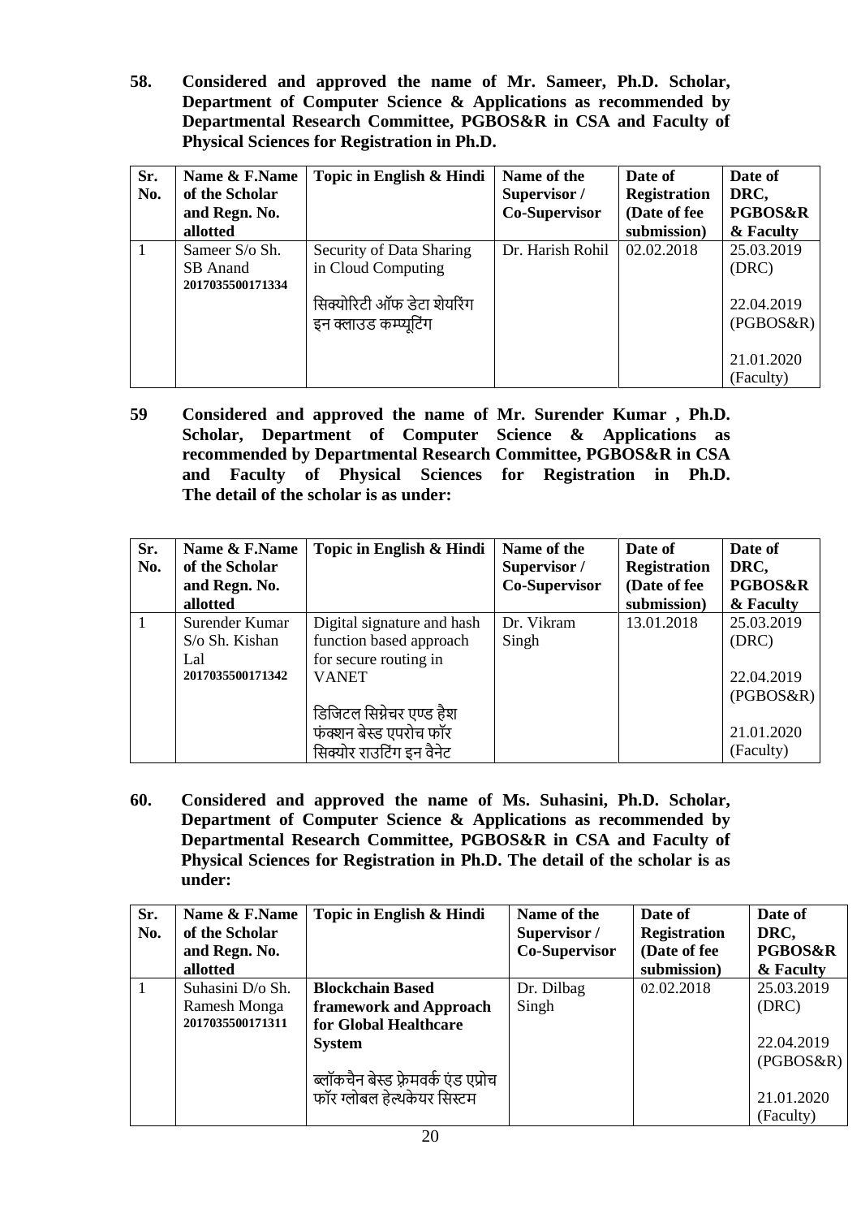**58. Considered and approved the name of Mr. Sameer, Ph.D. Scholar, Department of Computer Science & Applications as recommended by Departmental Research Committee, PGBOS&R in CSA and Faculty of Physical Sciences for Registration in Ph.D.**

| Sr. No. | Name & F.Name of the Scholar and Regn. No. allotted | Topic in English & Hindi | Name of the Supervisor / Co-Supervisor | Date of Registration (Date of fee submission) | Date of DRC, PGBOS&R |
|---|---|---|---|---|---|
| 1 | Sameer S/o Sh. SB Anand **2017035500171334** | Security of Data Sharing in Cloud Computing<br><br>सिक्योरिटी ऑफ डेटा शेयरिंग इन क्लाउड कम्प्यूटिंग | Dr. Harish Rohil | 02.02.2018 | 25.03.2019 (DRC)<br><br>22.04.2019 (PGBOS&R)<br><br>21.01.2020 (Faculty) |

**59 Considered and approved the name of Mr. Surender Kumar , Ph.D. Scholar, Department of Computer Science & Applications as recommended by Departmental Research Committee, PGBOS&R in CSA and Faculty of Physical Sciences for Registration in Ph.D. The detail of the scholar is as under:**

| Sr. No. | Name & F.Name of the Scholar and Regn. No. allotted | Topic in English & Hindi | Name of the Supervisor / Co-Supervisor | Date of Registration (Date of fee submission) | Date of DRC, PGBOS&R & Faculty |
|---|---|---|---|---|---|
| 1 | Surender Kumar S/o Sh. Kishan Lal **2017035500171342** | Digital signature and hash function based approach for secure routing in VANET<br><br>डिजिटल सिग्नेचर एण्ड हैश फंक्शन बेस्ड एपरोच फॉर सिक्योर राउटिंग इन वैनेट | Dr. Vikram Singh | 13.01.2018 | 25.03.2019 (DRC)<br><br>22.04.2019 (PGBOS&R)<br><br>21.01.2020 (Faculty) |

**60. Considered and approved the name of Ms. Suhasini, Ph.D. Scholar, Department of Computer Science & Applications as recommended by Departmental Research Committee, PGBOS&R in CSA and Faculty of Physical Sciences for Registration in Ph.D. The detail of the scholar is as under:**

| Sr. No. | Name & F.Name of the Scholar and Regn. No. allotted | Topic in English & Hindi | Name of the Supervisor / Co-Supervisor | Date of Registration (Date of fee submission) | Date of DRC, PGBOS&R & Faculty |
|---|---|---|---|---|---|
| 1 | Suhasini D/o Sh. Ramesh Monga **2017035500171311** | **Blockchain Based framework and Approach for Global Healthcare System**<br><br>ब्लॉकचैन बेस्ड फ्रेमवर्क एंड एप्रोच फॉर ग्लोबल हेल्थकेयर सिस्टम | Dr. Dilbag Singh | 02.02.2018 | 25.03.2019 (DRC)<br><br>22.04.2019 (PGBOS&R)<br><br>21.01.2020 (Faculty) |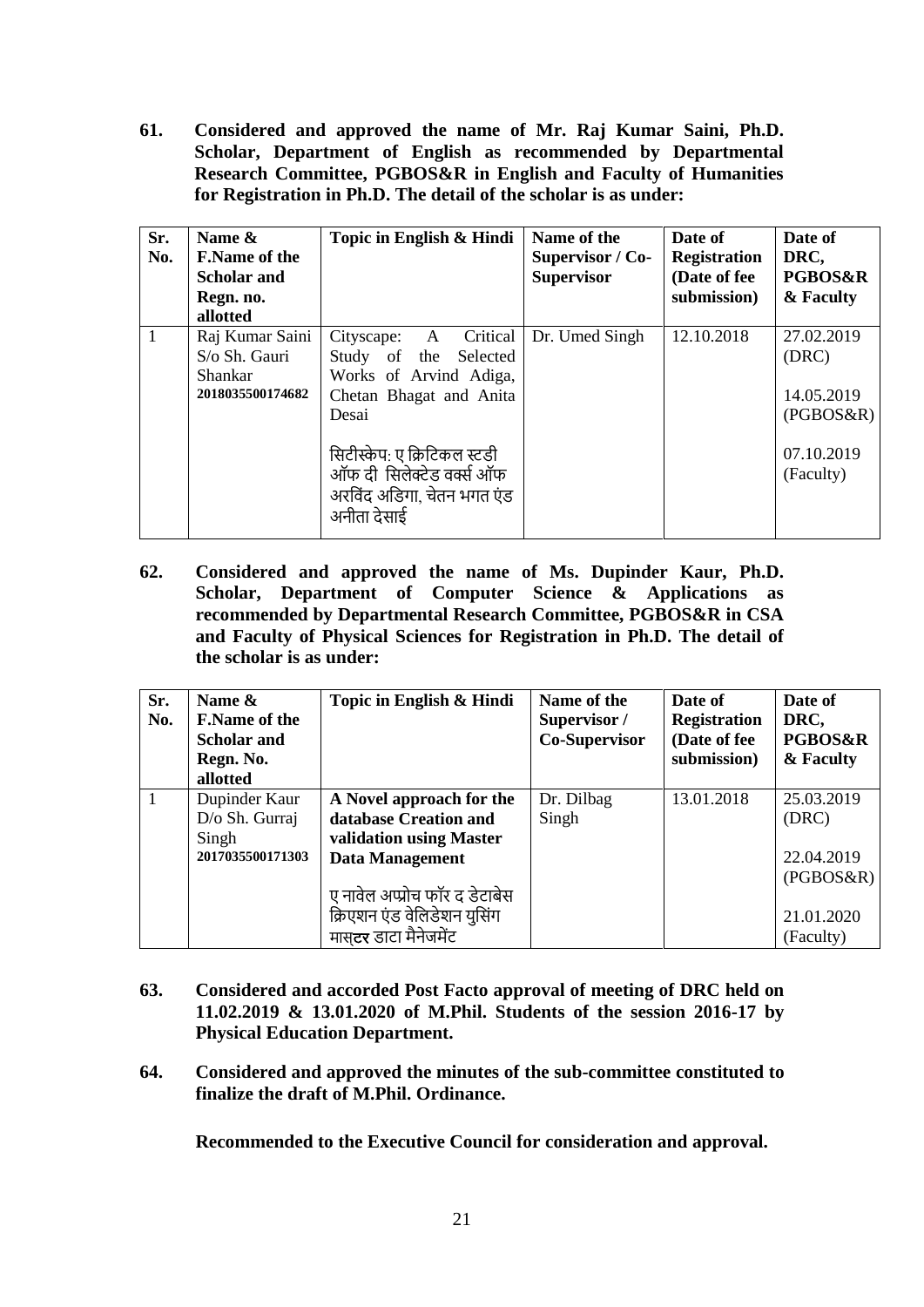**61. Considered and approved the name of Mr. Raj Kumar Saini, Ph.D. Scholar, Department of English as recommended by Departmental Research Committee, PGBOS&R in English and Faculty of Humanities for Registration in Ph.D. The detail of the scholar is as under:**

| Sr. No. | Name & F.Name of the Scholar and Regn. no. allotted | Topic in English & Hindi | Name of the Supervisor / Co-Supervisor | Date of Registration (Date of fee submission) | Date of DRC, PGBOS&R & Faculty |
|---|---|---|---|---|---|
| 1 | Raj Kumar Saini S/o Sh. Gauri Shankar **2018035500174682** | Cityscape: A Critical Study of the Selected Works of Arvind Adiga, Chetan Bhagat and Anita Desai<br><br>सिटीस्केप: ए क्रिटिकल स्टडी ऑफ दी सिलेक्टेड वर्क्स ऑफ अरविंद अडिगा, चेतन भगत एंड अनीता देसाई | Dr. Umed Singh | 12.10.2018 | 27.02.2019 (DRC)<br><br>14.05.2019 (PGBOS&R)<br><br>07.10.2019 (Faculty) |

**62. Considered and approved the name of Ms. Dupinder Kaur, Ph.D. Scholar, Department of Computer Science & Applications as recommended by Departmental Research Committee, PGBOS&R in CSA and Faculty of Physical Sciences for Registration in Ph.D. The detail of the scholar is as under:**

| Sr. No. | Name & F.Name of the Scholar and Regn. No. allotted | Topic in English & Hindi | Name of the Supervisor / Co-Supervisor | Date of Registration (Date of fee submission) | Date of DRC, PGBOS&R & Faculty |
|---|---|---|---|---|---|
| 1 | Dupinder Kaur D/o Sh. Gurraj Singh **2017035500171303** | **A Novel approach for the database Creation and validation using Master Data Management**<br><br>ए नावेल अप्प्रोच फॉर द डेटाबेस क्रिएशन एंड वेलिडेशन युसिंग मास्**टर** डाटा मैनेजमेंट | Dr. Dilbag Singh | 13.01.2018 | 25.03.2019 (DRC)<br><br>22.04.2019 (PGBOS&R)<br><br>21.01.2020 (Faculty) |

**63. Considered and accorded Post Facto approval of meeting of DRC held on 11.02.2019 & 13.01.2020 of M.Phil. Students of the session 2016-17 by Physical Education Department.**

**64. Considered and approved the minutes of the sub-committee constituted to finalize the draft of M.Phil. Ordinance.**

**Recommended to the Executive Council for consideration and approval.**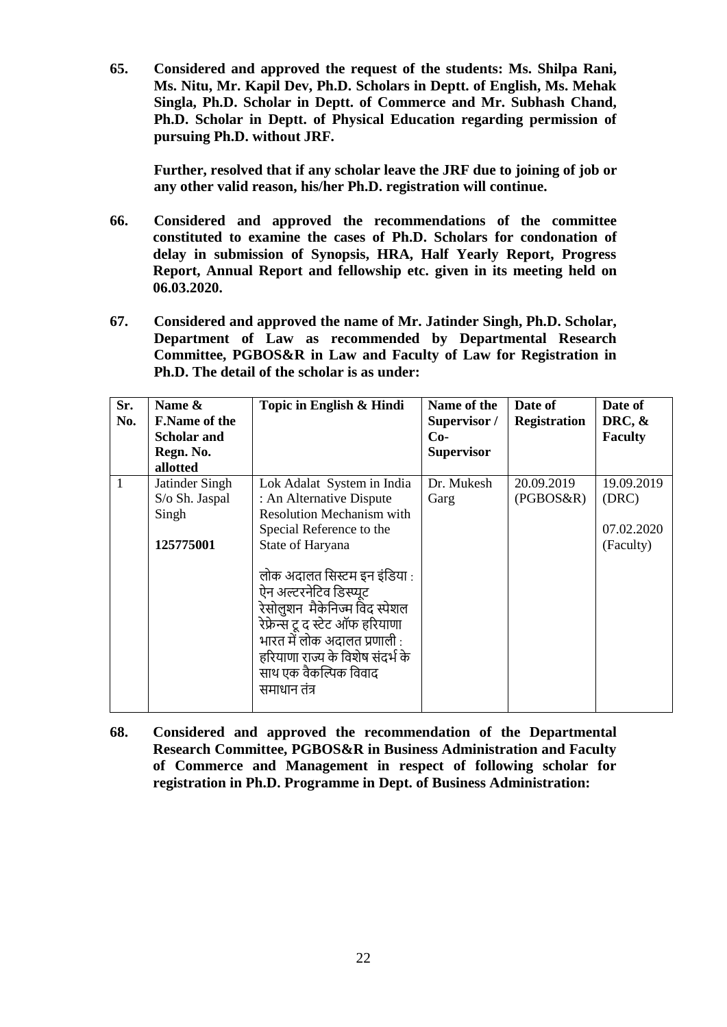**65. Considered and approved the request of the students: Ms. Shilpa Rani, Ms. Nitu, Mr. Kapil Dev, Ph.D. Scholars in Deptt. of English, Ms. Mehak Singla, Ph.D. Scholar in Deptt. of Commerce and Mr. Subhash Chand, Ph.D. Scholar in Deptt. of Physical Education regarding permission of pursuing Ph.D. without JRF.**

**Further, resolved that if any scholar leave the JRF due to joining of job or any other valid reason, his/her Ph.D. registration will continue.**

**66. Considered and approved the recommendations of the committee constituted to examine the cases of Ph.D. Scholars for condonation of delay in submission of Synopsis, HRA, Half Yearly Report, Progress Report, Annual Report and fellowship etc. given in its meeting held on 06.03.2020.**

**67. Considered and approved the name of Mr. Jatinder Singh, Ph.D. Scholar, Department of Law as recommended by Departmental Research Committee, PGBOS&R in Law and Faculty of Law for Registration in Ph.D. The detail of the scholar is as under:**

| Sr. No. | Name & F.Name of the Scholar and Regn. No. allotted | Topic in English & Hindi | Name of the Supervisor / Co-Supervisor | Date of Registration | Date of DRC, & Faculty |
|---|---|---|---|---|---|
| 1 | Jatinder Singh S/o Sh. Jaspal Singh<br><br>**125775001** | Lok Adalat System in India : An Alternative Dispute Resolution Mechanism with Special Reference to the State of Haryana<br><br>लोक अदालत सिस्टम इन इंडिया : ऐन अल्टरनेटिव डिस्प्यूट रेसोलुशन मैकेनिज्म विद स्पेशल रेफ्रेन्स टू द स्टेट ऑफ हरियाणा भारत में लोक अदालत प्रणाली : हरियाणा राज्य के विशेष संदर्भ के साथ एक वैकल्पिक विवाद समाधान तंत्र | Dr. Mukesh Garg | 20.09.2019 (PGBOS&R) | 19.09.2019 (DRC)<br><br>07.02.2020 (Faculty) |

**68. Considered and approved the recommendation of the Departmental Research Committee, PGBOS&R in Business Administration and Faculty of Commerce and Management in respect of following scholar for registration in Ph.D. Programme in Dept. of Business Administration:**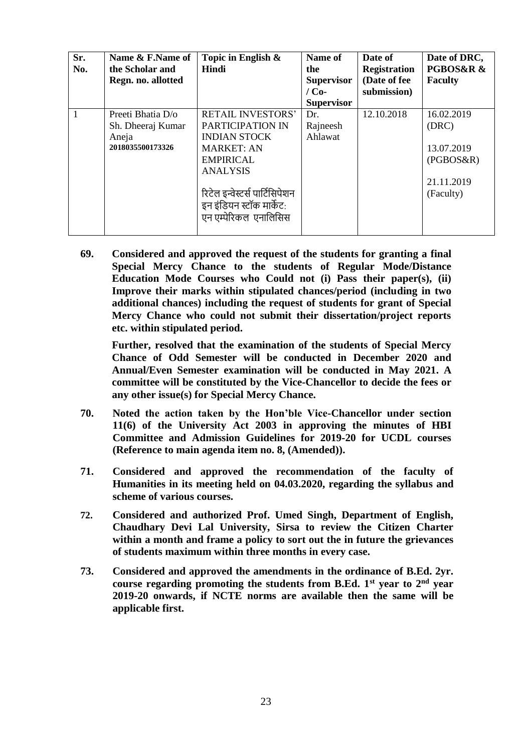| Sr. No. | Name & F.Name of the Scholar and Regn. no. allotted | Topic in English & Hindi | Name of the Supervisor / Co-Supervisor | Date of Registration (Date of fee submission) | Date of DRC, PGBOS&R & Faculty |
|---|---|---|---|---|---|
| 1 | Preeti Bhatia D/o Sh. Dheeraj Kumar Aneja **2018035500173326** | RETAIL INVESTORS' PARTICIPATION IN INDIAN STOCK MARKET: AN EMPIRICAL ANALYSIS<br><br>रिटेल इन्वेस्टर्स पार्टिसिपेशन इन इंडियन स्टॉक मार्केट: एन एम्पेरिकल एनालिसिस | Dr. Rajneesh Ahlawat | 12.10.2018 | 16.02.2019 (DRC)<br><br>13.07.2019 (PGBOS&R)<br><br>21.11.2019 (Faculty) |

**69. Considered and approved the request of the students for granting a final Special Mercy Chance to the students of Regular Mode/Distance Education Mode Courses who Could not (i) Pass their paper(s), (ii) Improve their marks within stipulated chances/period (including in two additional chances) including the request of students for grant of Special Mercy Chance who could not submit their dissertation/project reports etc. within stipulated period.**

**Further, resolved that the examination of the students of Special Mercy Chance of Odd Semester will be conducted in December 2020 and Annual/Even Semester examination will be conducted in May 2021. A committee will be constituted by the Vice-Chancellor to decide the fees or any other issue(s) for Special Mercy Chance.**

**70. Noted the action taken by the Hon'ble Vice-Chancellor under section 11(6) of the University Act 2003 in approving the minutes of HBI Committee and Admission Guidelines for 2019-20 for UCDL courses (Reference to main agenda item no. 8, (Amended)).**

**71. Considered and approved the recommendation of the faculty of Humanities in its meeting held on 04.03.2020, regarding the syllabus and scheme of various courses.**

**72. Considered and authorized Prof. Umed Singh, Department of English, Chaudhary Devi Lal University, Sirsa to review the Citizen Charter within a month and frame a policy to sort out the in future the grievances of students maximum within three months in every case.**

**73. Considered and approved the amendments in the ordinance of B.Ed. 2yr. course regarding promoting the students from B.Ed. 1st year to 2nd year 2019-20 onwards, if NCTE norms are available then the same will be applicable first.**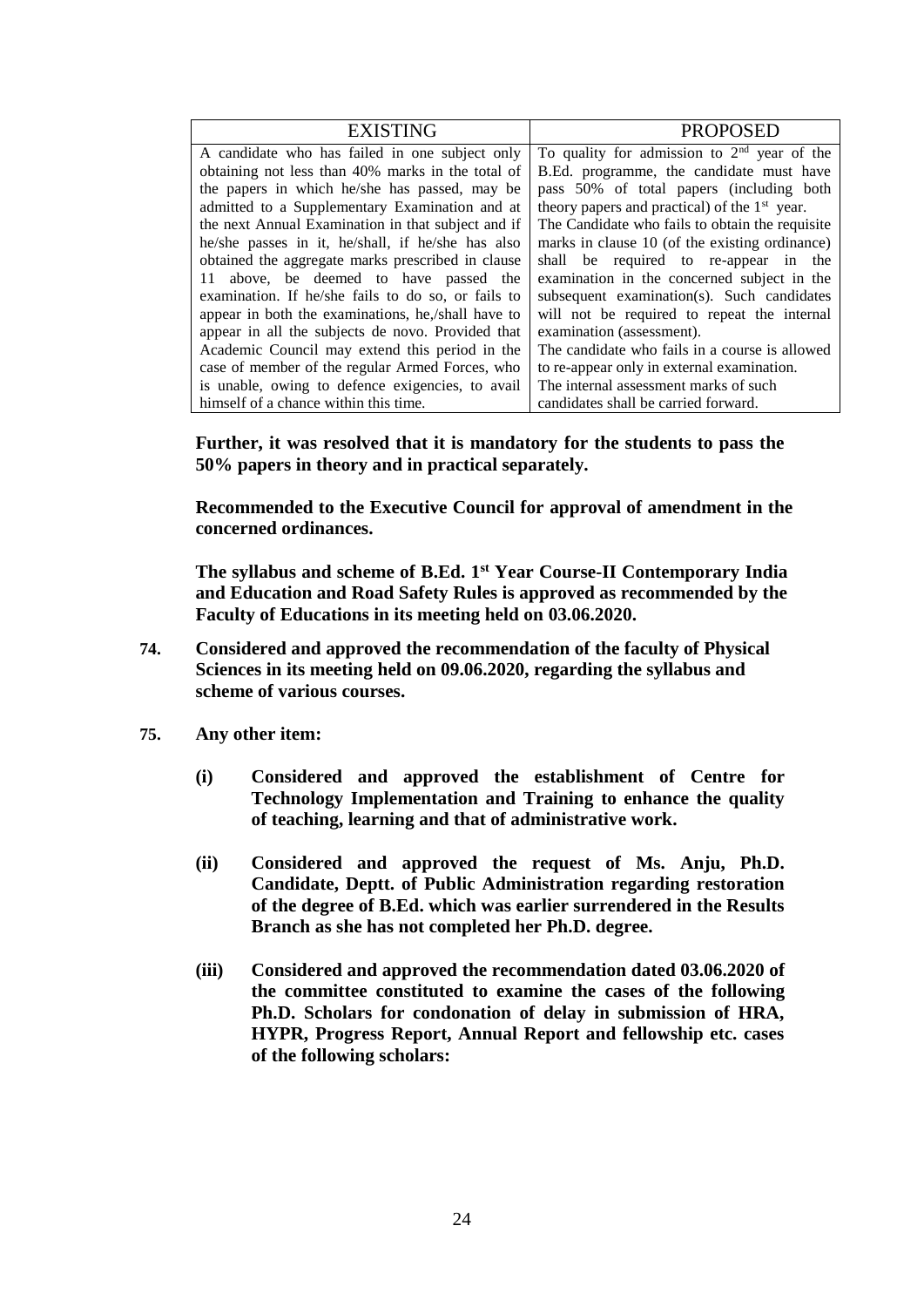| EXISTING | PROPOSED |
|---|---|
| A candidate who has failed in one subject only obtaining not less than 40% marks in the total of the papers in which he/she has passed, may be admitted to a Supplementary Examination and at the next Annual Examination in that subject and if he/she passes in it, he/shall, if he/she has also obtained the aggregate marks prescribed in clause 11 above, be deemed to have passed the examination. If he/she fails to do so, or fails to appear in both the examinations, he,/shall have to appear in all the subjects de novo. Provided that Academic Council may extend this period in the case of member of the regular Armed Forces, who is unable, owing to defence exigencies, to avail himself of a chance within this time. | To quality for admission to 2nd year of the B.Ed. programme, the candidate must have pass 50% of total papers (including both theory papers and practical) of the 1st year. The Candidate who fails to obtain the requisite marks in clause 10 (of the existing ordinance) shall be required to re-appear in the examination in the concerned subject in the subsequent examination(s). Such candidates will not be required to repeat the internal examination (assessment). The candidate who fails in a course is allowed to re-appear only in external examination. The internal assessment marks of such candidates shall be carried forward. |

**Further, it was resolved that it is mandatory for the students to pass the 50% papers in theory and in practical separately.**

**Recommended to the Executive Council for approval of amendment in the concerned ordinances.**

**The syllabus and scheme of B.Ed. 1st Year Course-II Contemporary India and Education and Road Safety Rules is approved as recommended by the Faculty of Educations in its meeting held on 03.06.2020.**

**74.** **Considered and approved the recommendation of the faculty of Physical Sciences in its meeting held on 09.06.2020, regarding the syllabus and scheme of various courses.**

**75.** **Any other item:**

**(i)** **Considered and approved the establishment of Centre for Technology Implementation and Training to enhance the quality of teaching, learning and that of administrative work.**

**(ii)** **Considered and approved the request of Ms. Anju, Ph.D. Candidate, Deptt. of Public Administration regarding restoration of the degree of B.Ed. which was earlier surrendered in the Results Branch as she has not completed her Ph.D. degree.**

**(iii)** **Considered and approved the recommendation dated 03.06.2020 of the committee constituted to examine the cases of the following Ph.D. Scholars for condonation of delay in submission of HRA, HYPR, Progress Report, Annual Report and fellowship etc. cases of the following scholars:**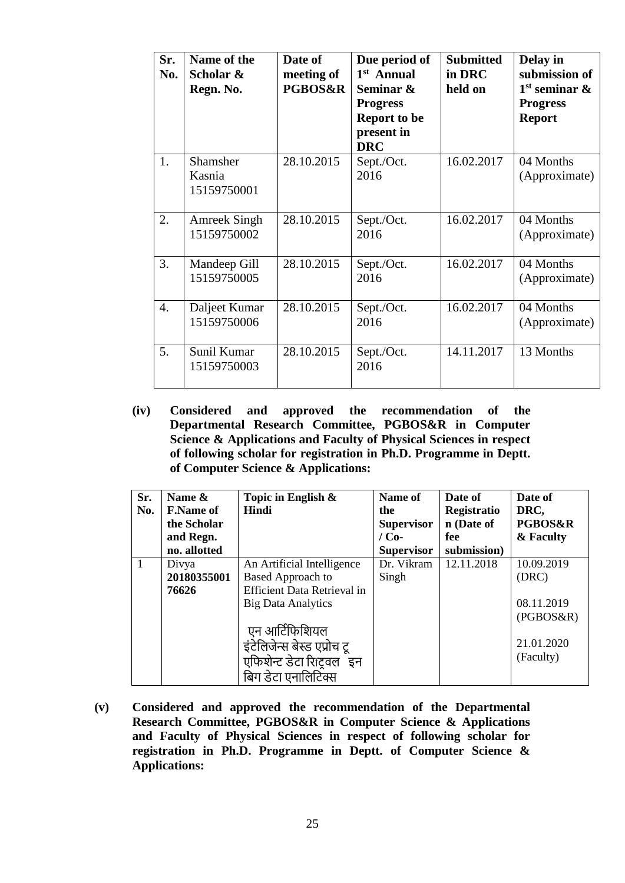| Sr. No. | Name of the Scholar & Regn. No. | Date of meeting of PGBOS&R | Due period of 1st Annual Seminar & Progress Report to be present in DRC | Submitted in DRC held on | Delay in submission of 1st seminar & Progress Report |
|---|---|---|---|---|---|
| 1. | Shamsher Kasnia 15159750001 | 28.10.2015 | Sept./Oct. 2016 | 16.02.2017 | 04 Months (Approximate) |
| 2. | Amreek Singh 15159750002 | 28.10.2015 | Sept./Oct. 2016 | 16.02.2017 | 04 Months (Approximate) |
| 3. | Mandeep Gill 15159750005 | 28.10.2015 | Sept./Oct. 2016 | 16.02.2017 | 04 Months (Approximate) |
| 4. | Daljeet Kumar 15159750006 | 28.10.2015 | Sept./Oct. 2016 | 16.02.2017 | 04 Months (Approximate) |
| 5. | Sunil Kumar 15159750003 | 28.10.2015 | Sept./Oct. 2016 | 14.11.2017 | 13 Months |

**(iv) Considered and approved the recommendation of the Departmental Research Committee, PGBOS&R in Computer Science & Applications and Faculty of Physical Sciences in respect of following scholar for registration in Ph.D. Programme in Deptt. of Computer Science & Applications:**

| Sr. No. | Name & F.Name of the Scholar and Regn. no. allotted | Topic in English & Hindi | Name of the Supervisor / Co-Supervisor | Date of Registration (Date of fee submission) | Date of DRC, PGBOS&R & Faculty |
|---|---|---|---|---|---|
| 1 | Divya **2018035500176626** | An Artificial Intelligence Based Approach to Efficient Data Retrieval in Big Data Analytics<br><br>एन आर्टिफिशियल इंटेलिजेन्स बेस्ड एप्रोच टू एफिशेन्ट डेटा रिट्रवल इन बिग डेटा एनालिटिक्स | Dr. Vikram Singh | 12.11.2018 | 10.09.2019 (DRC)<br><br>08.11.2019 (PGBOS&R)<br><br>21.01.2020 (Faculty) |

**(v) Considered and approved the recommendation of the Departmental Research Committee, PGBOS&R in Computer Science & Applications and Faculty of Physical Sciences in respect of following scholar for registration in Ph.D. Programme in Deptt. of Computer Science & Applications:**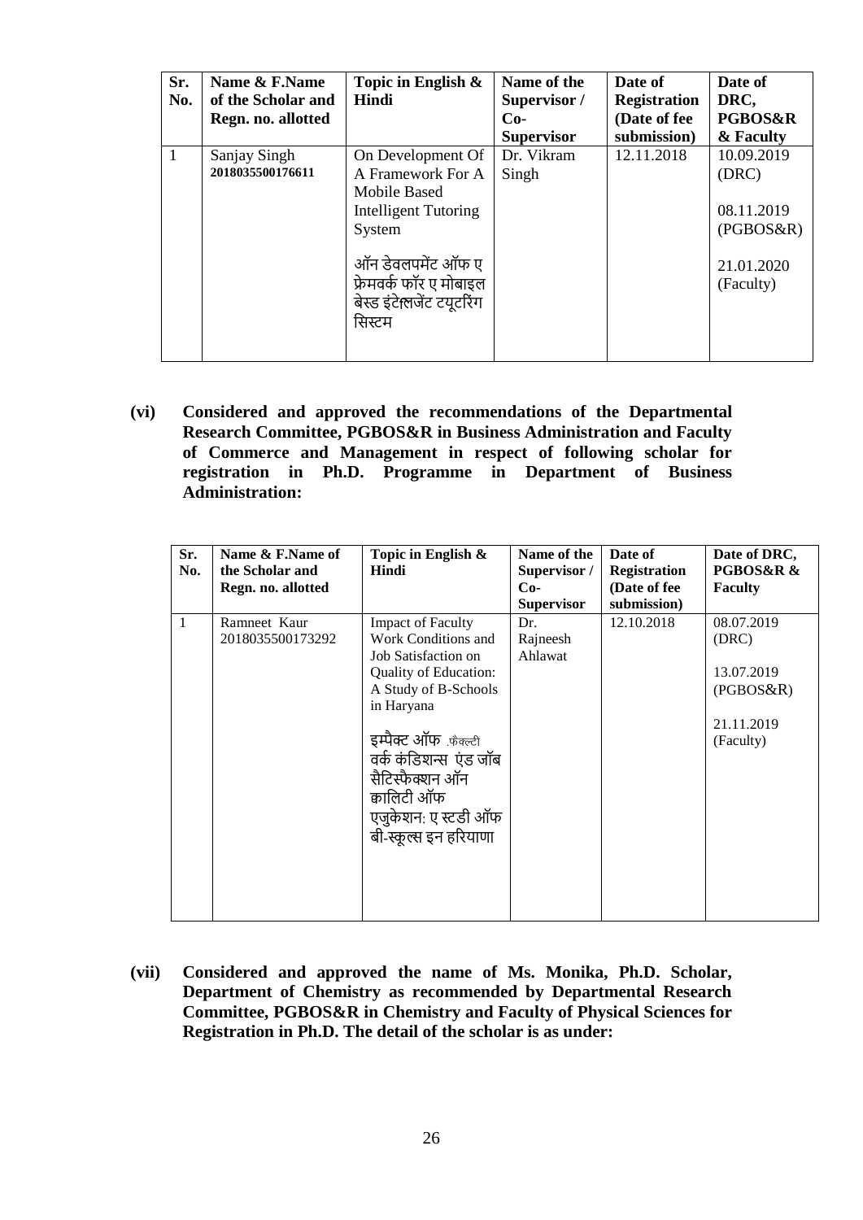| Sr. No. | Name & F.Name of the Scholar and Regn. no. allotted | Topic in English & Hindi | Name of the Supervisor / Co-Supervisor | Date of Registration (Date of fee submission) | Date of DRC, PGBOS&R & Faculty |
|---|---|---|---|---|---|
| 1 | Sanjay Singh **2018035500176611** | On Development Of A Framework For A Mobile Based Intelligent Tutoring System<br><br>ऑन डेवलपमेंट ऑफ ए फ्रेमवर्क फॉर ए मोबाइल बेस्ड इंटेलिजेंट ट्यूटरिंग सिस्टम | Dr. Vikram Singh | 12.11.2018 | 10.09.2019 (DRC)<br><br>08.11.2019 (PGBOS&R)<br><br>21.01.2020 (Faculty) |

**(vi) Considered and approved the recommendations of the Departmental Research Committee, PGBOS&R in Business Administration and Faculty of Commerce and Management in respect of following scholar for registration in Ph.D. Programme in Department of Business Administration:**

| Sr. No. | Name & F.Name of the Scholar and Regn. no. allotted | Topic in English & Hindi | Name of the Supervisor / Co-Supervisor | Date of Registration (Date of fee submission) | Date of DRC, PGBOS&R & Faculty |
|---|---|---|---|---|---|
| 1 | Ramneet Kaur 2018035500173292 | Impact of Faculty Work Conditions and Job Satisfaction on Quality of Education: A Study of B-Schools in Haryana<br><br>इम्पैक्ट ऑफ .फैक्ल्टी वर्क कंडिशन्स एंड जॉब सैटिस्फैक्शन ऑन क्वालिटी ऑफ एजुकेशन: ए स्टडी ऑफ बी-स्कूल्स इन हरियाणा | Dr. Rajneesh Ahlawat | 12.10.2018 | 08.07.2019 (DRC)<br><br>13.07.2019 (PGBOS&R)<br><br>21.11.2019 (Faculty) |

**(vii) Considered and approved the name of Ms. Monika, Ph.D. Scholar, Department of Chemistry as recommended by Departmental Research Committee, PGBOS&R in Chemistry and Faculty of Physical Sciences for Registration in Ph.D. The detail of the scholar is as under:**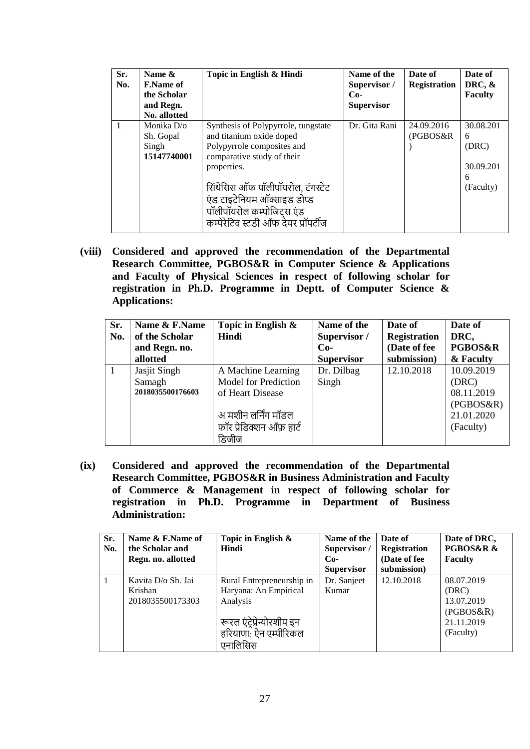| Sr. No. | Name & F.Name of the Scholar and Regn. No. allotted | Topic in English & Hindi | Name of the Supervisor / Co-Supervisor | Date of Registration | Date of DRC, & Faculty |
|---|---|---|---|---|---|
| 1 | Monika D/o Sh. Gopal Singh **15147740001** | Synthesis of Polypyrrole, tungstate and titanium oxide doped Polypyrrole composites and comparative study of their properties.<br><br>सिंथेसिस ऑफ पॉलीपॉयरोल, टंगस्टेट एंड टाइटेनियम ऑक्साइड डोप्ड पॉलीपॉयरोल कम्पोजिट्स एंड कम्पेरेटिव स्टडी ऑफ देयर प्रॉपर्टीज | Dr. Gita Rani | 24.09.2016 (PGBOS&R) | 30.08.2016 (DRC)<br><br>30.09.2016 (Faculty) |

**(viii) Considered and approved the recommendation of the Departmental Research Committee, PGBOS&R in Computer Science & Applications and Faculty of Physical Sciences in respect of following scholar for registration in Ph.D. Programme in Deptt. of Computer Science & Applications:**

| Sr. No. | Name & F.Name of the Scholar and Regn. no. allotted | Topic in English & Hindi | Name of the Supervisor / Co-Supervisor | Date of Registration (Date of fee submission) | Date of DRC, PGBOS&R & Faculty |
|---|---|---|---|---|---|
| 1 | Jasjit Singh Samagh **2018035500176603** | A Machine Learning Model for Prediction of Heart Disease<br><br>अ मशीन लर्निंग मॉडल फॉर प्रेडिक्शन ऑफ़ हार्ट डिजीज | Dr. Dilbag Singh | 12.10.2018 | 10.09.2019 (DRC)<br>08.11.2019 (PGBOS&R)<br>21.01.2020 (Faculty) |

**(ix) Considered and approved the recommendation of the Departmental Research Committee, PGBOS&R in Business Administration and Faculty of Commerce & Management in respect of following scholar for registration in Ph.D. Programme in Department of Business Administration:**

| Sr. No. | Name & F.Name of the Scholar and Regn. no. allotted | Topic in English & Hindi | Name of the Supervisor / Co-Supervisor | Date of Registration (Date of fee submission) | Date of DRC, PGBOS&R & Faculty |
|---|---|---|---|---|---|
| 1 | Kavita D/o Sh. Jai Krishan 2018035500173303 | Rural Entrepreneurship in Haryana: An Empirical Analysis<br><br>रूरल एंट्रेप्रेन्योरशीप इन हरियाणा: ऐन एम्पीरिकल एनालिसिस | Dr. Sanjeet Kumar | 12.10.2018 | 08.07.2019 (DRC)<br>13.07.2019 (PGBOS&R)<br>21.11.2019 (Faculty) |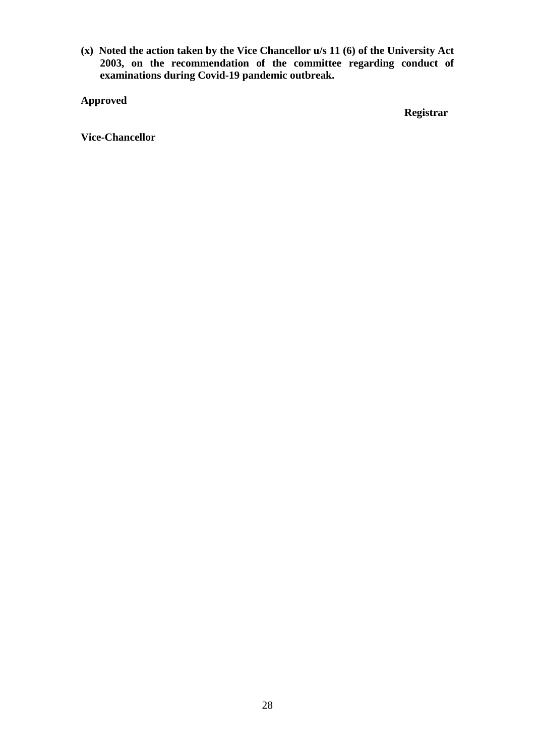**(x) Noted the action taken by the Vice Chancellor u/s 11 (6) of the University Act 2003, on the recommendation of the committee regarding conduct of examinations during Covid-19 pandemic outbreak.**

**Approved**

**Registrar**

**Vice-Chancellor**